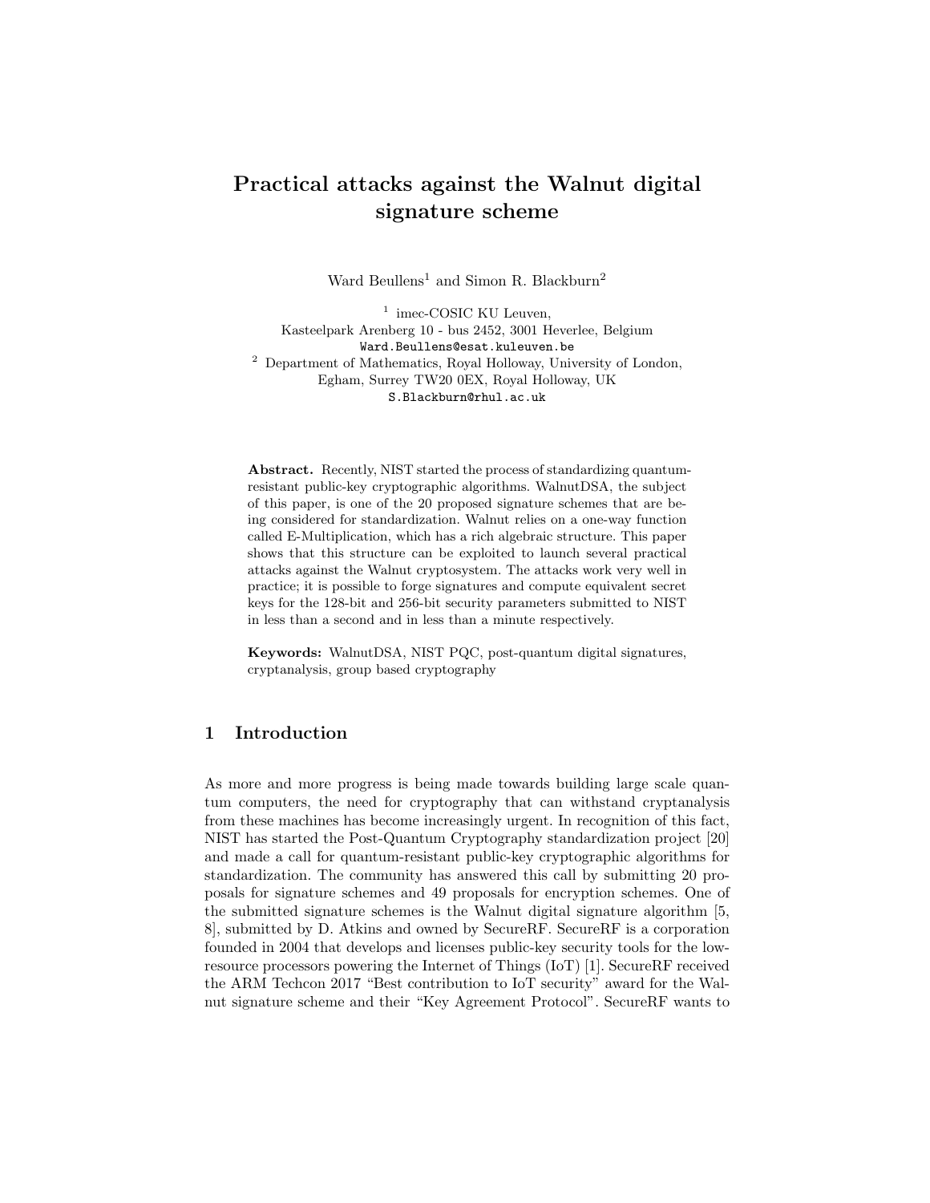# Practical attacks against the Walnut digital signature scheme

Ward Beullens[1] and Simon R. Blackburn[2]

[1] imec-COSIC KU Leuven,
Kasteelpark Arenberg 10 - bus 2452, 3001 Heverlee, Belgium
`Ward.Beullens@esat.kuleuven.be`

[2] Department of Mathematics, Royal Holloway, University of London,
Egham, Surrey TW20 0EX, Royal Holloway, UK
`S.Blackburn@rhul.ac.uk`

**Abstract.** Recently, NIST started the process of standardizing quantum-resistant public-key cryptographic algorithms. WalnutDSA, the subject of this paper, is one of the 20 proposed signature schemes that are being considered for standardization. Walnut relies on a one-way function called E-Multiplication, which has a rich algebraic structure. This paper shows that this structure can be exploited to launch several practical attacks against the Walnut cryptosystem. The attacks work very well in practice; it is possible to forge signatures and compute equivalent secret keys for the 128-bit and 256-bit security parameters submitted to NIST in less than a second and in less than a minute respectively.

**Keywords:** WalnutDSA, NIST PQC, post-quantum digital signatures, cryptanalysis, group based cryptography

## 1 Introduction

As more and more progress is being made towards building large scale quantum computers, the need for cryptography that can withstand cryptanalysis from these machines has become increasingly urgent. In recognition of this fact, NIST has started the Post-Quantum Cryptography standardization project [20] and made a call for quantum-resistant public-key cryptographic algorithms for standardization. The community has answered this call by submitting 20 proposals for signature schemes and 49 proposals for encryption schemes. One of the submitted signature schemes is the Walnut digital signature algorithm [5, 8], submitted by D. Atkins and owned by SecureRF. SecureRF is a corporation founded in 2004 that develops and licenses public-key security tools for the low-resource processors powering the Internet of Things (IoT) [1]. SecureRF received the ARM Techcon 2017 "Best contribution to IoT security" award for the Walnut signature scheme and their "Key Agreement Protocol". SecureRF wants to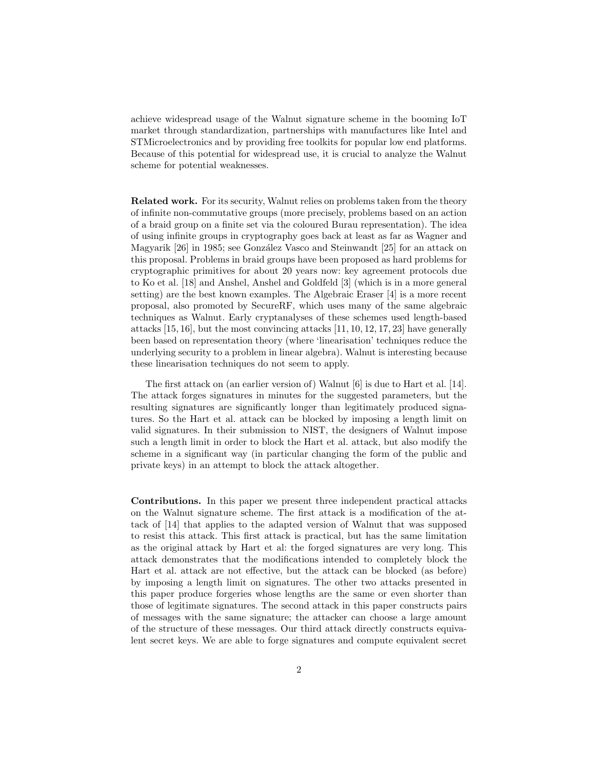achieve widespread usage of the Walnut signature scheme in the booming IoT market through standardization, partnerships with manufactures like Intel and STMicroelectronics and by providing free toolkits for popular low end platforms. Because of this potential for widespread use, it is crucial to analyze the Walnut scheme for potential weaknesses.

**Related work.** For its security, Walnut relies on problems taken from the theory of infinite non-commutative groups (more precisely, problems based on an action of a braid group on a finite set via the coloured Burau representation). The idea of using infinite groups in cryptography goes back at least as far as Wagner and Magyarik [26] in 1985; see González Vasco and Steinwandt [25] for an attack on this proposal. Problems in braid groups have been proposed as hard problems for cryptographic primitives for about 20 years now: key agreement protocols due to Ko et al. [18] and Anshel, Anshel and Goldfeld [3] (which is in a more general setting) are the best known examples. The Algebraic Eraser [4] is a more recent proposal, also promoted by SecureRF, which uses many of the same algebraic techniques as Walnut. Early cryptanalyses of these schemes used length-based attacks [15, 16], but the most convincing attacks [11, 10, 12, 17, 23] have generally been based on representation theory (where 'linearisation' techniques reduce the underlying security to a problem in linear algebra). Walnut is interesting because these linearisation techniques do not seem to apply.

The first attack on (an earlier version of) Walnut [6] is due to Hart et al. [14]. The attack forges signatures in minutes for the suggested parameters, but the resulting signatures are significantly longer than legitimately produced signatures. So the Hart et al. attack can be blocked by imposing a length limit on valid signatures. In their submission to NIST, the designers of Walnut impose such a length limit in order to block the Hart et al. attack, but also modify the scheme in a significant way (in particular changing the form of the public and private keys) in an attempt to block the attack altogether.

**Contributions.** In this paper we present three independent practical attacks on the Walnut signature scheme. The first attack is a modification of the attack of [14] that applies to the adapted version of Walnut that was supposed to resist this attack. This first attack is practical, but has the same limitation as the original attack by Hart et al: the forged signatures are very long. This attack demonstrates that the modifications intended to completely block the Hart et al. attack are not effective, but the attack can be blocked (as before) by imposing a length limit on signatures. The other two attacks presented in this paper produce forgeries whose lengths are the same or even shorter than those of legitimate signatures. The second attack in this paper constructs pairs of messages with the same signature; the attacker can choose a large amount of the structure of these messages. Our third attack directly constructs equivalent secret keys. We are able to forge signatures and compute equivalent secret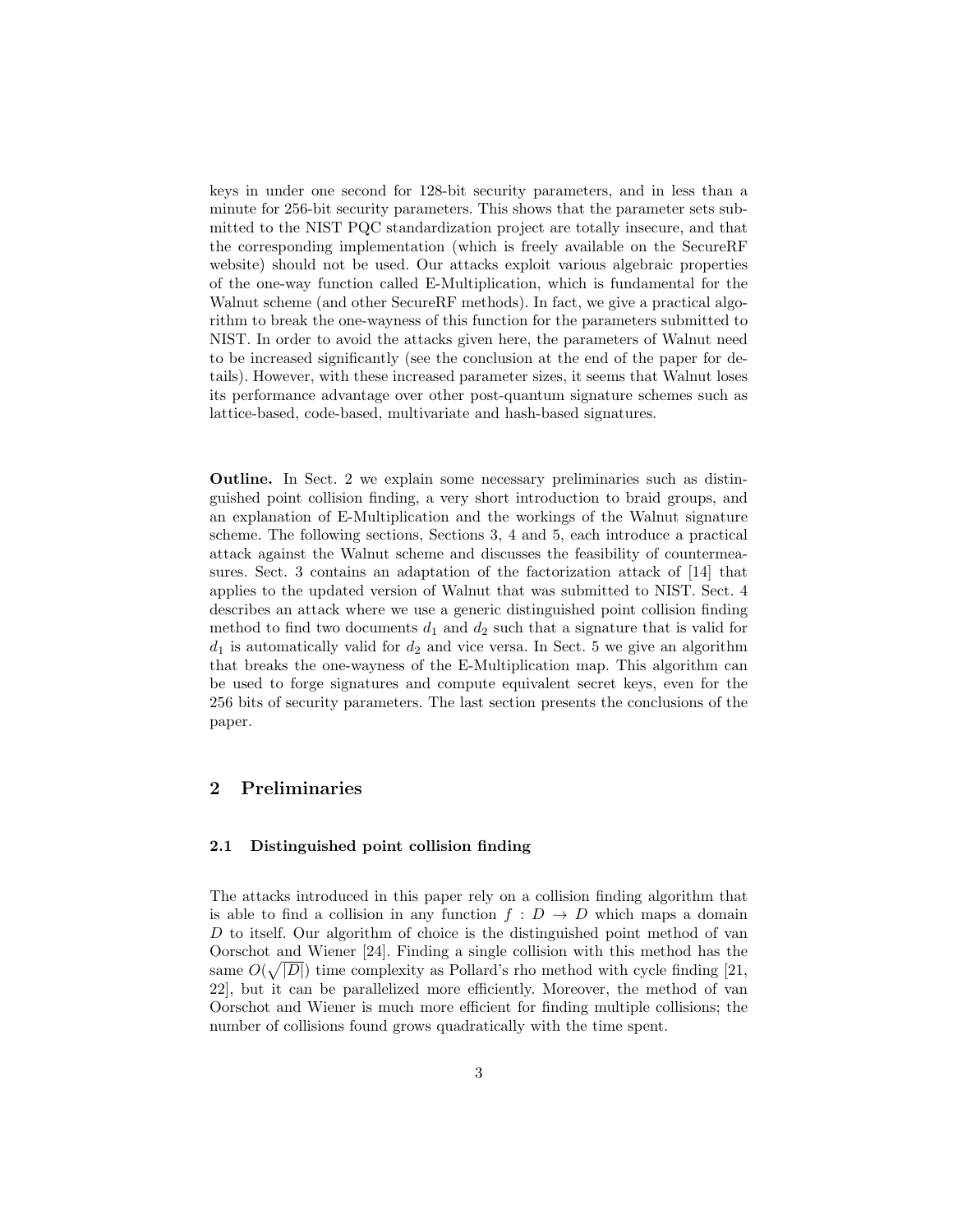keys in under one second for 128-bit security parameters, and in less than a minute for 256-bit security parameters. This shows that the parameter sets submitted to the NIST PQC standardization project are totally insecure, and that the corresponding implementation (which is freely available on the SecureRF website) should not be used. Our attacks exploit various algebraic properties of the one-way function called E-Multiplication, which is fundamental for the Walnut scheme (and other SecureRF methods). In fact, we give a practical algorithm to break the one-wayness of this function for the parameters submitted to NIST. In order to avoid the attacks given here, the parameters of Walnut need to be increased significantly (see the conclusion at the end of the paper for details). However, with these increased parameter sizes, it seems that Walnut loses its performance advantage over other post-quantum signature schemes such as lattice-based, code-based, multivariate and hash-based signatures.

**Outline.** In Sect. 2 we explain some necessary preliminaries such as distinguished point collision finding, a very short introduction to braid groups, and an explanation of E-Multiplication and the workings of the Walnut signature scheme. The following sections, Sections 3, 4 and 5, each introduce a practical attack against the Walnut scheme and discusses the feasibility of countermeasures. Sect. 3 contains an adaptation of the factorization attack of [14] that applies to the updated version of Walnut that was submitted to NIST. Sect. 4 describes an attack where we use a generic distinguished point collision finding method to find two documents $d_1$ and $d_2$ such that a signature that is valid for $d_1$ is automatically valid for $d_2$ and vice versa. In Sect. 5 we give an algorithm that breaks the one-wayness of the E-Multiplication map. This algorithm can be used to forge signatures and compute equivalent secret keys, even for the 256 bits of security parameters. The last section presents the conclusions of the paper.

## 2 Preliminaries

### 2.1 Distinguished point collision finding

The attacks introduced in this paper rely on a collision finding algorithm that is able to find a collision in any function $f : D \to D$ which maps a domain $D$ to itself. Our algorithm of choice is the distinguished point method of van Oorschot and Wiener [24]. Finding a single collision with this method has the same $O(\sqrt{|D|})$ time complexity as Pollard's rho method with cycle finding [21, 22], but it can be parallelized more efficiently. Moreover, the method of van Oorschot and Wiener is much more efficient for finding multiple collisions; the number of collisions found grows quadratically with the time spent.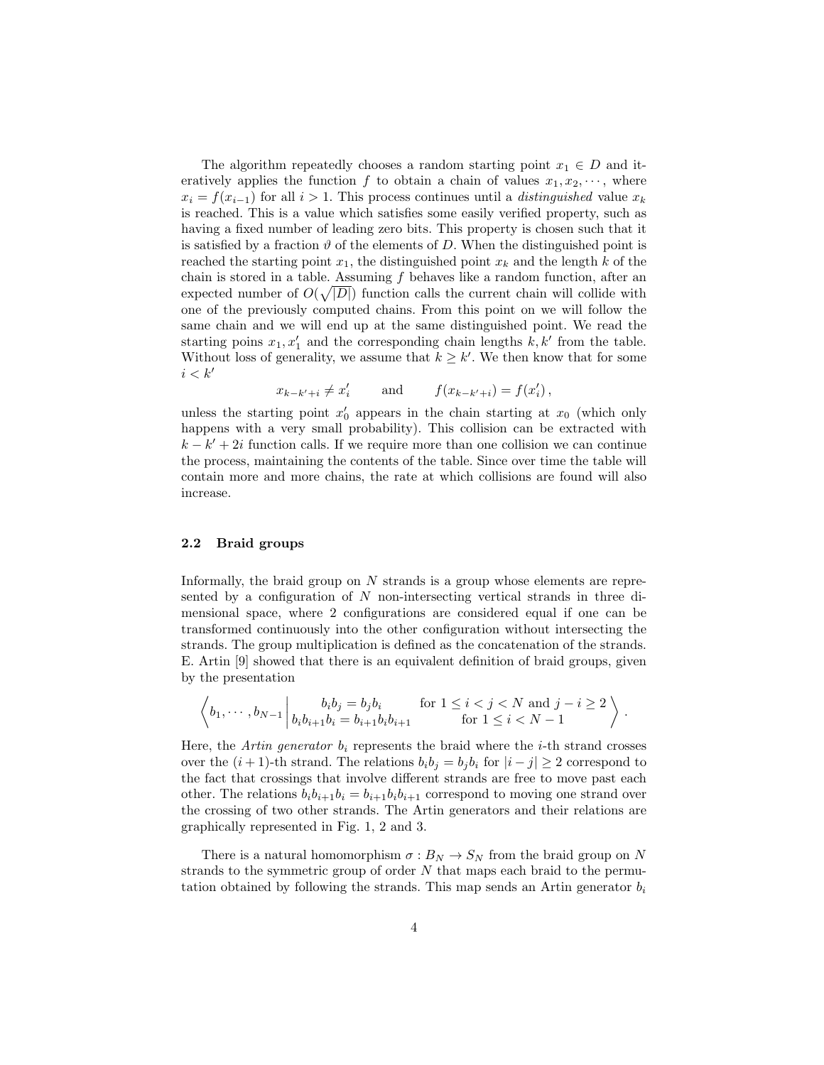The algorithm repeatedly chooses a random starting point $x_1 \in D$ and iteratively applies the function $f$ to obtain a chain of values $x_1, x_2, \cdots$, where $x_i = f(x_{i-1})$ for all $i > 1$. This process continues until a *distinguished* value $x_k$ is reached. This is a value which satisfies some easily verified property, such as having a fixed number of leading zero bits. This property is chosen such that it is satisfied by a fraction $\vartheta$ of the elements of $D$. When the distinguished point is reached the starting point $x_1$, the distinguished point $x_k$ and the length $k$ of the chain is stored in a table. Assuming $f$ behaves like a random function, after an expected number of $O(\sqrt{|D|})$ function calls the current chain will collide with one of the previously computed chains. From this point on we will follow the same chain and we will end up at the same distinguished point. We read the starting poins $x_1, x'_1$ and the corresponding chain lengths $k, k'$ from the table. Without loss of generality, we assume that $k \geq k'$. We then know that for some $i < k'$

$$x_{k-k'+i} \neq x'_i \qquad \text{and} \qquad f(x_{k-k'+i}) = f(x'_i)\,,$$

unless the starting point $x'_0$ appears in the chain starting at $x_0$ (which only happens with a very small probability). This collision can be extracted with $k - k' + 2i$ function calls. If we require more than one collision we can continue the process, maintaining the contents of the table. Since over time the table will contain more and more chains, the rate at which collisions are found will also increase.

### 2.2 Braid groups

Informally, the braid group on $N$ strands is a group whose elements are represented by a configuration of $N$ non-intersecting vertical strands in three dimensional space, where 2 configurations are considered equal if one can be transformed continuously into the other configuration without intersecting the strands. The group multiplication is defined as the concatenation of the strands. E. Artin [9] showed that there is an equivalent definition of braid groups, given by the presentation

$$\left\langle b_1, \cdots, b_{N-1} \,\middle|\, \begin{array}{cc} b_i b_j = b_j b_i & \text{for } 1 \leq i < j < N \text{ and } j - i \geq 2 \\ b_i b_{i+1} b_i = b_{i+1} b_i b_{i+1} & \text{for } 1 \leq i < N-1 \end{array} \right\rangle .$$

Here, the *Artin generator* $b_i$ represents the braid where the $i$-th strand crosses over the $(i+1)$-th strand. The relations $b_i b_j = b_j b_i$ for $|i - j| \geq 2$ correspond to the fact that crossings that involve different strands are free to move past each other. The relations $b_i b_{i+1} b_i = b_{i+1} b_i b_{i+1}$ correspond to moving one strand over the crossing of two other strands. The Artin generators and their relations are graphically represented in Fig. 1, 2 and 3.

There is a natural homomorphism $\sigma : B_N \to S_N$ from the braid group on $N$ strands to the symmetric group of order $N$ that maps each braid to the permutation obtained by following the strands. This map sends an Artin generator $b_i$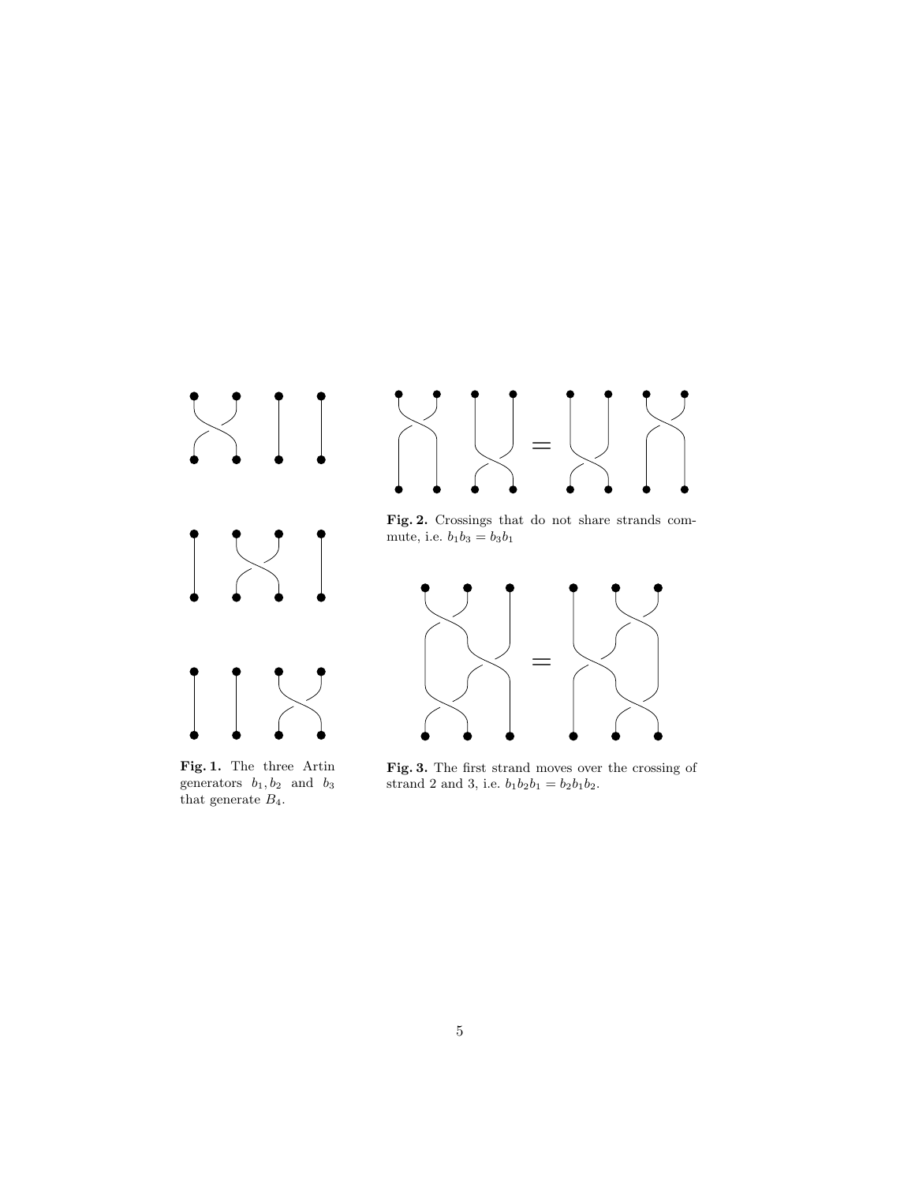**Fig. 1.** The three Artin generators $b_1, b_2$ and $b_3$ that generate $B_4$.

**Fig. 2.** Crossings that do not share strands commute, i.e. $b_1 b_3 = b_3 b_1$

**Fig. 3.** The first strand moves over the crossing of strand 2 and 3, i.e. $b_1 b_2 b_1 = b_2 b_1 b_2$.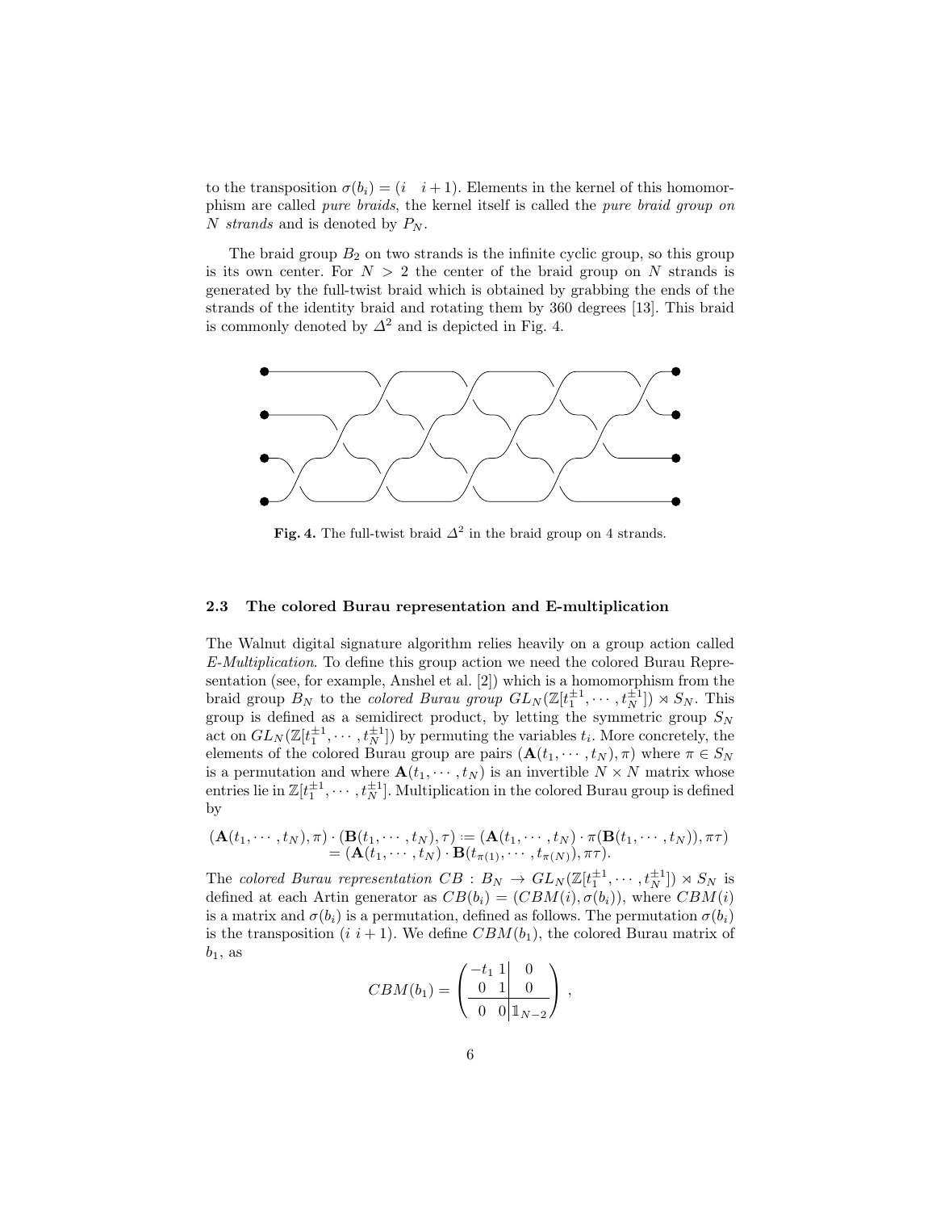to the transposition $\sigma(b_i) = (i \quad i+1)$. Elements in the kernel of this homomorphism are called *pure braids*, the kernel itself is called the *pure braid group on N strands* and is denoted by $P_N$.

The braid group $B_2$ on two strands is the infinite cyclic group, so this group is its own center. For $N > 2$ the center of the braid group on $N$ strands is generated by the full-twist braid which is obtained by grabbing the ends of the strands of the identity braid and rotating them by 360 degrees [13]. This braid is commonly denoted by $\Delta^2$ and is depicted in Fig. 4.

**Fig. 4.** The full-twist braid $\Delta^2$ in the braid group on 4 strands.

### 2.3 The colored Burau representation and E-multiplication

The Walnut digital signature algorithm relies heavily on a group action called *E-Multiplication*. To define this group action we need the colored Burau Representation (see, for example, Anshel et al. [2]) which is a homomorphism from the braid group $B_N$ to the *colored Burau group* $GL_N(\mathbb{Z}[t_1^{\pm 1}, \cdots, t_N^{\pm 1}]) \rtimes S_N$. This group is defined as a semidirect product, by letting the symmetric group $S_N$ act on $GL_N(\mathbb{Z}[t_1^{\pm 1}, \cdots, t_N^{\pm 1}])$ by permuting the variables $t_i$. More concretely, the elements of the colored Burau group are pairs $(\mathbf{A}(t_1, \cdots, t_N), \pi)$ where $\pi \in S_N$ is a permutation and where $\mathbf{A}(t_1, \cdots, t_N)$ is an invertible $N \times N$ matrix whose entries lie in $\mathbb{Z}[t_1^{\pm 1}, \cdots, t_N^{\pm 1}]$. Multiplication in the colored Burau group is defined by

$$
\begin{aligned}
(\mathbf{A}(t_1, \cdots, t_N), \pi) \cdot (\mathbf{B}(t_1, \cdots, t_N), \tau) &:= (\mathbf{A}(t_1, \cdots, t_N) \cdot \pi(\mathbf{B}(t_1, \cdots, t_N)), \pi\tau) \\
&= (\mathbf{A}(t_1, \cdots, t_N) \cdot \mathbf{B}(t_{\pi(1)}, \cdots, t_{\pi(N)}), \pi\tau).
\end{aligned}
$$

The *colored Burau representation* $CB : B_N \to GL_N(\mathbb{Z}[t_1^{\pm 1}, \cdots, t_N^{\pm 1}]) \rtimes S_N$ is defined at each Artin generator as $CB(b_i) = (CBM(i), \sigma(b_i))$, where $CBM(i)$ is a matrix and $\sigma(b_i)$ is a permutation, defined as follows. The permutation $\sigma(b_i)$ is the transposition $(i \ i+1)$. We define $CBM(b_1)$, the colored Burau matrix of $b_1$, as

$$
CBM(b_1) = \left( \begin{array}{cc|c} -t_1 & 1 & 0 \\ 0 & 1 & 0 \\ \hline 0 & 0 & \mathbb{1}_{N-2} \end{array} \right),
$$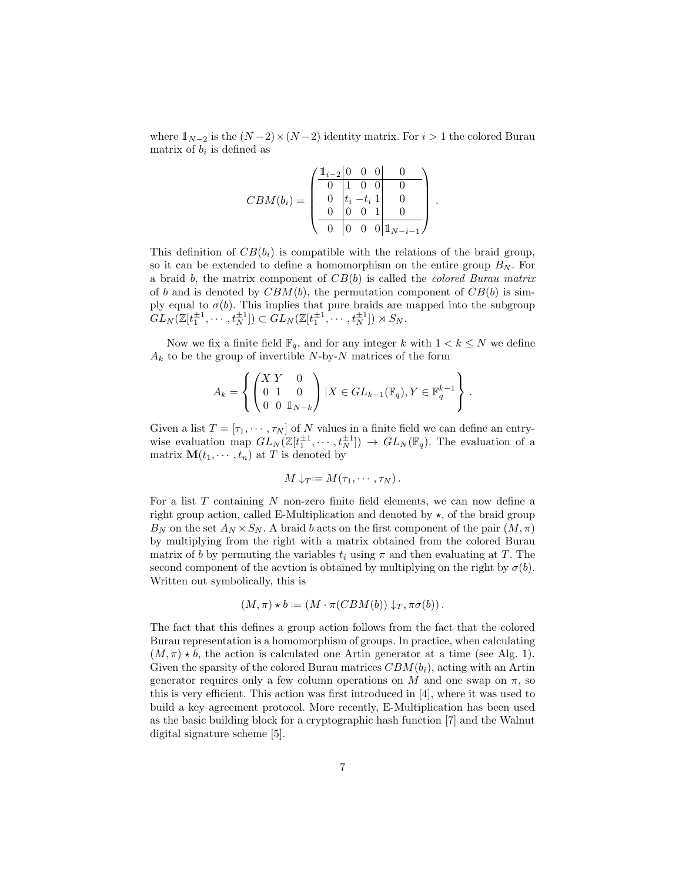where $\mathbb{1}_{N-2}$ is the $(N-2)\times(N-2)$ identity matrix. For $i > 1$ the colored Burau matrix of $b_i$ is defined as

$$
CBM(b_i) = \left(\begin{array}{c|ccc|c}
\mathbb{1}_{i-2} & 0 & 0 & 0 & 0 \\
\hline
0 & 1 & 0 & 0 & 0 \\
0 & t_i & -t_i & 1 & 0 \\
0 & 0 & 0 & 1 & 0 \\
\hline
0 & 0 & 0 & 0 & \mathbb{1}_{N-i-1}
\end{array}\right).
$$

This definition of $CB(b_i)$ is compatible with the relations of the braid group, so it can be extended to define a homomorphism on the entire group $B_N$. For a braid $b$, the matrix component of $CB(b)$ is called the *colored Burau matrix* of $b$ and is denoted by $CBM(b)$, the permutation component of $CB(b)$ is simply equal to $\sigma(b)$. This implies that pure braids are mapped into the subgroup $GL_N(\mathbb{Z}[t_1^{\pm 1}, \cdots, t_N^{\pm 1}]) \subset GL_N(\mathbb{Z}[t_1^{\pm 1}, \cdots, t_N^{\pm 1}]) \rtimes S_N$.

Now we fix a finite field $\mathbb{F}_q$, and for any integer $k$ with $1 < k \leq N$ we define $A_k$ to be the group of invertible $N$-by-$N$ matrices of the form

$$
A_k = \left\{ \begin{pmatrix} X & Y & 0 \\ 0 & 1 & 0 \\ 0 & 0 & \mathbb{1}_{N-k} \end{pmatrix} | X \in GL_{k-1}(\mathbb{F}_q), Y \in \mathbb{F}_q^{k-1} \right\}.
$$

Given a list $T = [\tau_1, \cdots, \tau_N]$ of $N$ values in a finite field we can define an entry-wise evaluation map $GL_N(\mathbb{Z}[t_1^{\pm 1}, \cdots, t_N^{\pm 1}]) \to GL_N(\mathbb{F}_q)$. The evaluation of a matrix $\mathbf{M}(t_1, \cdots, t_n)$ at $T$ is denoted by

$$
M \downarrow_T := M(\tau_1, \cdots, \tau_N).
$$

For a list $T$ containing $N$ non-zero finite field elements, we can now define a right group action, called E-Multiplication and denoted by $\star$, of the braid group $B_N$ on the set $A_N \times S_N$. A braid $b$ acts on the first component of the pair $(M, \pi)$ by multiplying from the right with a matrix obtained from the colored Burau matrix of $b$ by permuting the variables $t_i$ using $\pi$ and then evaluating at $T$. The second component of the acvtion is obtained by multiplying on the right by $\sigma(b)$. Written out symbolically, this is

$$
(M, \pi) \star b := (M \cdot \pi(CBM(b)) \downarrow_T, \pi\sigma(b)).
$$

The fact that this defines a group action follows from the fact that the colored Burau representation is a homomorphism of groups. In practice, when calculating $(M, \pi) \star b$, the action is calculated one Artin generator at a time (see Alg. 1). Given the sparsity of the colored Burau matrices $CBM(b_i)$, acting with an Artin generator requires only a few column operations on $M$ and one swap on $\pi$, so this is very efficient. This action was first introduced in [4], where it was used to build a key agreement protocol. More recently, E-Multiplication has been used as the basic building block for a cryptographic hash function [7] and the Walnut digital signature scheme [5].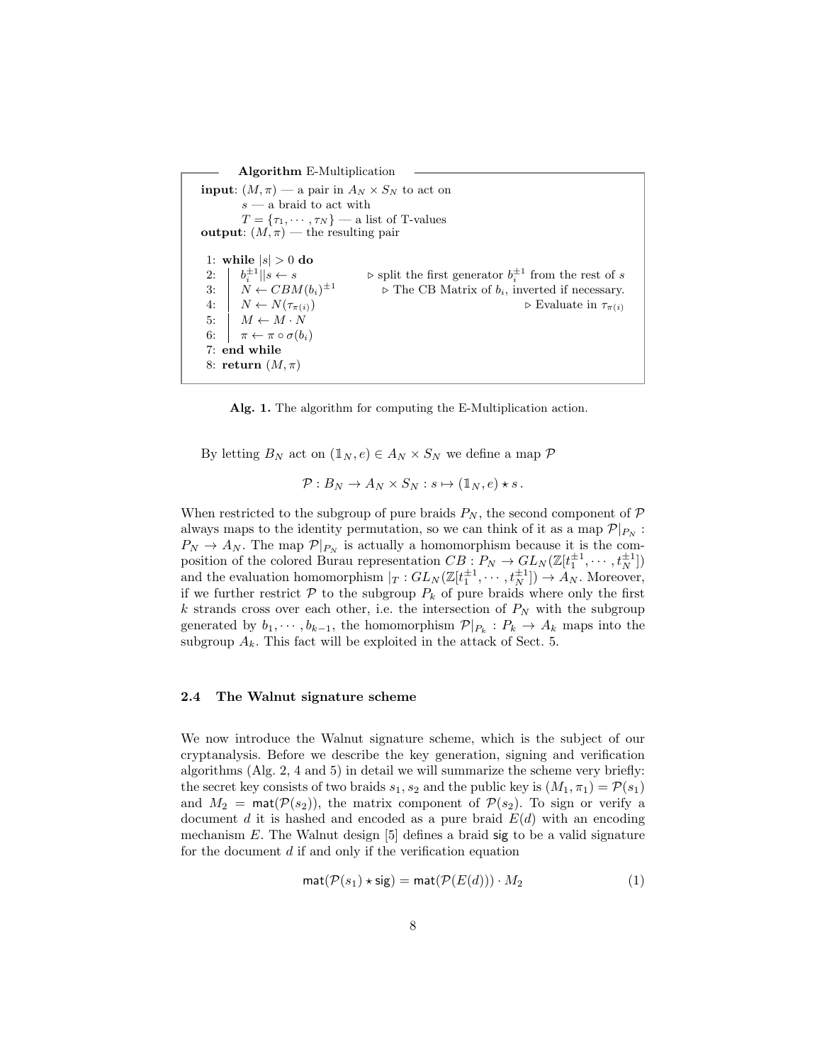```
Algorithm E-Multiplication

input: (M, π) — a pair in A_N × S_N to act on
       s — a braid to act with
       T = {τ_1, ··· , τ_N} — a list of T-values
output: (M, π) — the resulting pair

1: while |s| > 0 do
2:   b_i^{±1}||s ← s              ▷ split the first generator b_i^{±1} from the rest of s
3:   N ← CBM(b_i)^{±1}            ▷ The CB Matrix of b_i, inverted if necessary.
4:   N ← N(τ_{π(i)})              ▷ Evaluate in τ_{π(i)}
5:   M ← M · N
6:   π ← π ∘ σ(b_i)
7: end while
8: return (M, π)
```

**Alg. 1.** The algorithm for computing the E-Multiplication action.

By letting $B_N$ act on $(\mathbb{1}_N, e) \in A_N \times S_N$ we define a map $\mathcal{P}$

$$\mathcal{P} : B_N \to A_N \times S_N : s \mapsto (\mathbb{1}_N, e) \star s\,.$$

When restricted to the subgroup of pure braids $P_N$, the second component of $\mathcal{P}$ always maps to the identity permutation, so we can think of it as a map $\mathcal{P}|_{P_N} : P_N \to A_N$. The map $\mathcal{P}|_{P_N}$ is actually a homomorphism because it is the composition of the colored Burau representation $CB : P_N \to GL_N(\mathbb{Z}[t_1^{\pm 1}, \cdots, t_N^{\pm 1}])$ and the evaluation homomorphism $|_T : GL_N(\mathbb{Z}[t_1^{\pm 1}, \cdots, t_N^{\pm 1}]) \to A_N$. Moreover, if we further restrict $\mathcal{P}$ to the subgroup $P_k$ of pure braids where only the first $k$ strands cross over each other, i.e. the intersection of $P_N$ with the subgroup generated by $b_1, \cdots, b_{k-1}$, the homomorphism $\mathcal{P}|_{P_k} : P_k \to A_k$ maps into the subgroup $A_k$. This fact will be exploited in the attack of Sect. 5.

### 2.4 The Walnut signature scheme

We now introduce the Walnut signature scheme, which is the subject of our cryptanalysis. Before we describe the key generation, signing and verification algorithms (Alg. 2, 4 and 5) in detail we will summarize the scheme very briefly: the secret key consists of two braids $s_1, s_2$ and the public key is $(M_1, \pi_1) = \mathcal{P}(s_1)$ and $M_2 = \mathsf{mat}(\mathcal{P}(s_2))$, the matrix component of $\mathcal{P}(s_2)$. To sign or verify a document $d$ it is hashed and encoded as a pure braid $E(d)$ with an encoding mechanism $E$. The Walnut design [5] defines a braid $\mathsf{sig}$ to be a valid signature for the document $d$ if and only if the verification equation

$$\mathsf{mat}(\mathcal{P}(s_1) \star \mathsf{sig}) = \mathsf{mat}(\mathcal{P}(E(d))) \cdot M_2 \tag{1}$$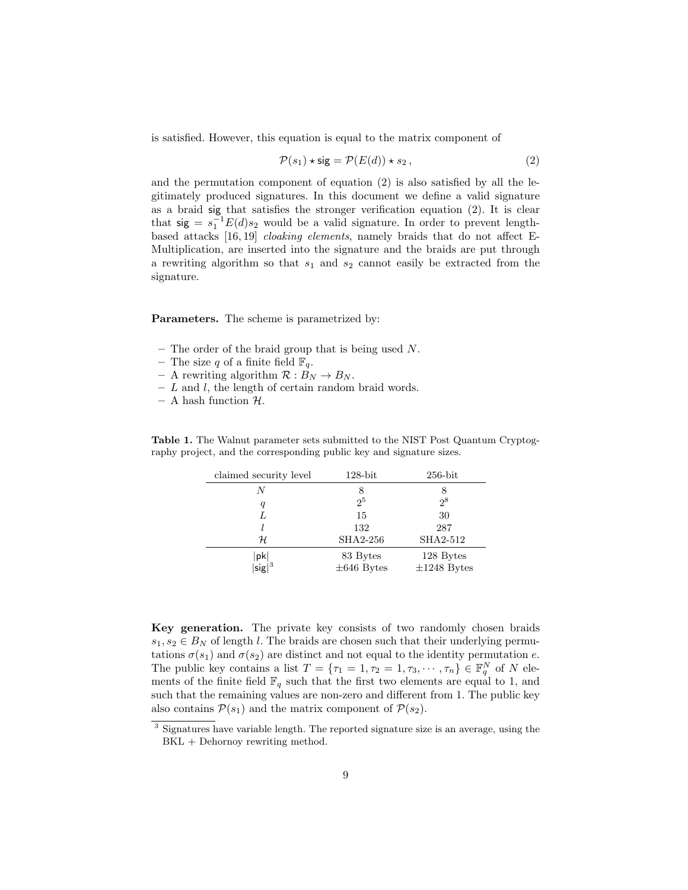is satisfied. However, this equation is equal to the matrix component of

$$\mathcal{P}(s_1) \star \mathsf{sig} = \mathcal{P}(E(d)) \star s_2 , \tag{2}$$

and the permutation component of equation (2) is also satisfied by all the legitimately produced signatures. In this document we define a valid signature as a braid $\mathsf{sig}$ that satisfies the stronger verification equation (2). It is clear that $\mathsf{sig} = s_1^{-1} E(d) s_2$ would be a valid signature. In order to prevent length-based attacks [16, 19] *cloaking elements*, namely braids that do not affect E-Multiplication, are inserted into the signature and the braids are put through a rewriting algorithm so that $s_1$ and $s_2$ cannot easily be extracted from the signature.

**Parameters.** The scheme is parametrized by:

- The order of the braid group that is being used $N$.
- The size $q$ of a finite field $\mathbb{F}_q$.
- A rewriting algorithm $\mathcal{R} : B_N \to B_N$.
- $L$ and $l$, the length of certain random braid words.
- A hash function $\mathcal{H}$.

**Table 1.** The Walnut parameter sets submitted to the NIST Post Quantum Cryptography project, and the corresponding public key and signature sizes.

| claimed security level | 128-bit | 256-bit |
|---|---|---|
| $N$ | 8 | 8 |
| $q$ | $2^5$ | $2^8$ |
| $L$ | 15 | 30 |
| $l$ | 132 | 287 |
| $\mathcal{H}$ | SHA2-256 | SHA2-512 |
| $\lvert\mathsf{pk}\rvert$ | 83 Bytes | 128 Bytes |
| $\lvert\mathsf{sig}\rvert$[3] | ±646 Bytes | ±1248 Bytes |

**Key generation.** The private key consists of two randomly chosen braids $s_1, s_2 \in B_N$ of length $l$. The braids are chosen such that their underlying permutations $\sigma(s_1)$ and $\sigma(s_2)$ are distinct and not equal to the identity permutation $e$. The public key contains a list $T = \{\tau_1 = 1, \tau_2 = 1, \tau_3, \cdots, \tau_n\} \in \mathbb{F}_q^N$ of $N$ elements of the finite field $\mathbb{F}_q$ such that the first two elements are equal to 1, and such that the remaining values are non-zero and different from 1. The public key also contains $\mathcal{P}(s_1)$ and the matrix component of $\mathcal{P}(s_2)$.

[3] Signatures have variable length. The reported signature size is an average, using the BKL + Dehornoy rewriting method.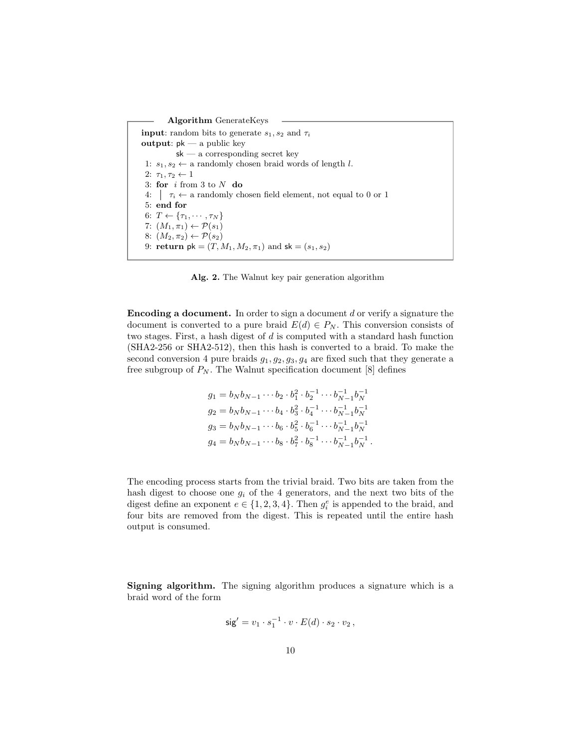**Algorithm** GenerateKeys

**input**: random bits to generate $s_1, s_2$ and $\tau_i$
**output**: $\mathsf{pk}$ — a public key
 $\mathsf{sk}$ — a corresponding secret key

1: $s_1, s_2 \leftarrow$ a randomly chosen braid words of length $l$.
2: $\tau_1, \tau_2 \leftarrow 1$
3: **for** $i$ from 3 to $N$ **do**
4: | $\tau_i \leftarrow$ a randomly chosen field element, not equal to 0 or 1
5: **end for**
6: $T \leftarrow \{\tau_1, \cdots, \tau_N\}$
7: $(M_1, \pi_1) \leftarrow \mathcal{P}(s_1)$
8: $(M_2, \pi_2) \leftarrow \mathcal{P}(s_2)$
9: **return** $\mathsf{pk} = (T, M_1, M_2, \pi_1)$ and $\mathsf{sk} = (s_1, s_2)$

**Alg. 2.** The Walnut key pair generation algorithm

**Encoding a document.** In order to sign a document $d$ or verify a signature the document is converted to a pure braid $E(d) \in P_N$. This conversion consists of two stages. First, a hash digest of $d$ is computed with a standard hash function (SHA2-256 or SHA2-512), then this hash is converted to a braid. To make the second conversion 4 pure braids $g_1, g_2, g_3, g_4$ are fixed such that they generate a free subgroup of $P_N$. The Walnut specification document [8] defines

$$
\begin{aligned}
g_1 &= b_N b_{N-1} \cdots b_2 \cdot b_1^2 \cdot b_2^{-1} \cdots b_{N-1}^{-1} b_N^{-1} \\
g_2 &= b_N b_{N-1} \cdots b_4 \cdot b_3^2 \cdot b_4^{-1} \cdots b_{N-1}^{-1} b_N^{-1} \\
g_3 &= b_N b_{N-1} \cdots b_6 \cdot b_5^2 \cdot b_6^{-1} \cdots b_{N-1}^{-1} b_N^{-1} \\
g_4 &= b_N b_{N-1} \cdots b_8 \cdot b_7^2 \cdot b_8^{-1} \cdots b_{N-1}^{-1} b_N^{-1} .
\end{aligned}
$$

The encoding process starts from the trivial braid. Two bits are taken from the hash digest to choose one $g_i$ of the 4 generators, and the next two bits of the digest define an exponent $e \in \{1, 2, 3, 4\}$. Then $g_i^e$ is appended to the braid, and four bits are removed from the digest. This is repeated until the entire hash output is consumed.

**Signing algorithm.** The signing algorithm produces a signature which is a braid word of the form

$$
\mathsf{sig}' = v_1 \cdot s_1^{-1} \cdot v \cdot E(d) \cdot s_2 \cdot v_2 \,,
$$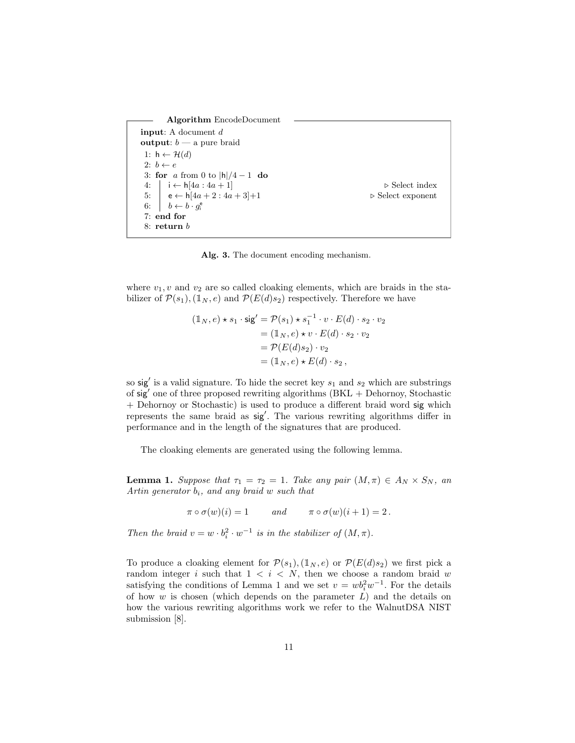```
Algorithm EncodeDocument
input: A document d
output: b — a pure braid
1: h ← H(d)
2: b ← e
3: for a from 0 to |h|/4 − 1 do
4:     i ← h[4a : 4a + 1]                          ▷ Select index
5:     e ← h[4a + 2 : 4a + 3]+1                    ▷ Select exponent
6:     b ← b · g_i^e
7: end for
8: return b
```

**Alg. 3.** The document encoding mechanism.

where $v_1, v$ and $v_2$ are so called cloaking elements, which are braids in the stabilizer of $\mathcal{P}(s_1), (\mathbb{1}_N, e)$ and $\mathcal{P}(E(d)s_2)$ respectively. Therefore we have

$$
\begin{aligned}
(\mathbb{1}_N, e) \star s_1 \cdot \mathsf{sig}' &= \mathcal{P}(s_1) \star s_1^{-1} \cdot v \cdot E(d) \cdot s_2 \cdot v_2 \\
&= (\mathbb{1}_N, e) \star v \cdot E(d) \cdot s_2 \cdot v_2 \\
&= \mathcal{P}(E(d)s_2) \cdot v_2 \\
&= (\mathbb{1}_N, e) \star E(d) \cdot s_2 \,,
\end{aligned}
$$

so $\mathsf{sig}'$ is a valid signature. To hide the secret key $s_1$ and $s_2$ which are substrings of $\mathsf{sig}'$ one of three proposed rewriting algorithms (BKL + Dehornoy, Stochastic + Dehornoy or Stochastic) is used to produce a different braid word $\mathsf{sig}$ which represents the same braid as $\mathsf{sig}'$. The various rewriting algorithms differ in performance and in the length of the signatures that are produced.

The cloaking elements are generated using the following lemma.

**Lemma 1.** *Suppose that $\tau_1 = \tau_2 = 1$. Take any pair $(M, \pi) \in A_N \times S_N$, an Artin generator $b_i$, and any braid $w$ such that*

$$
\pi \circ \sigma(w)(i) = 1 \qquad \text{and} \qquad \pi \circ \sigma(w)(i+1) = 2 \,.
$$

*Then the braid $v = w \cdot b_i^2 \cdot w^{-1}$ is in the stabilizer of $(M, \pi)$.*

To produce a cloaking element for $\mathcal{P}(s_1), (\mathbb{1}_N, e)$ or $\mathcal{P}(E(d)s_2)$ we first pick a random integer $i$ such that $1 < i < N$, then we choose a random braid $w$ satisfying the conditions of Lemma 1 and we set $v = wb_i^2w^{-1}$. For the details of how $w$ is chosen (which depends on the parameter $L$) and the details on how the various rewriting algorithms work we refer to the WalnutDSA NIST submission [8].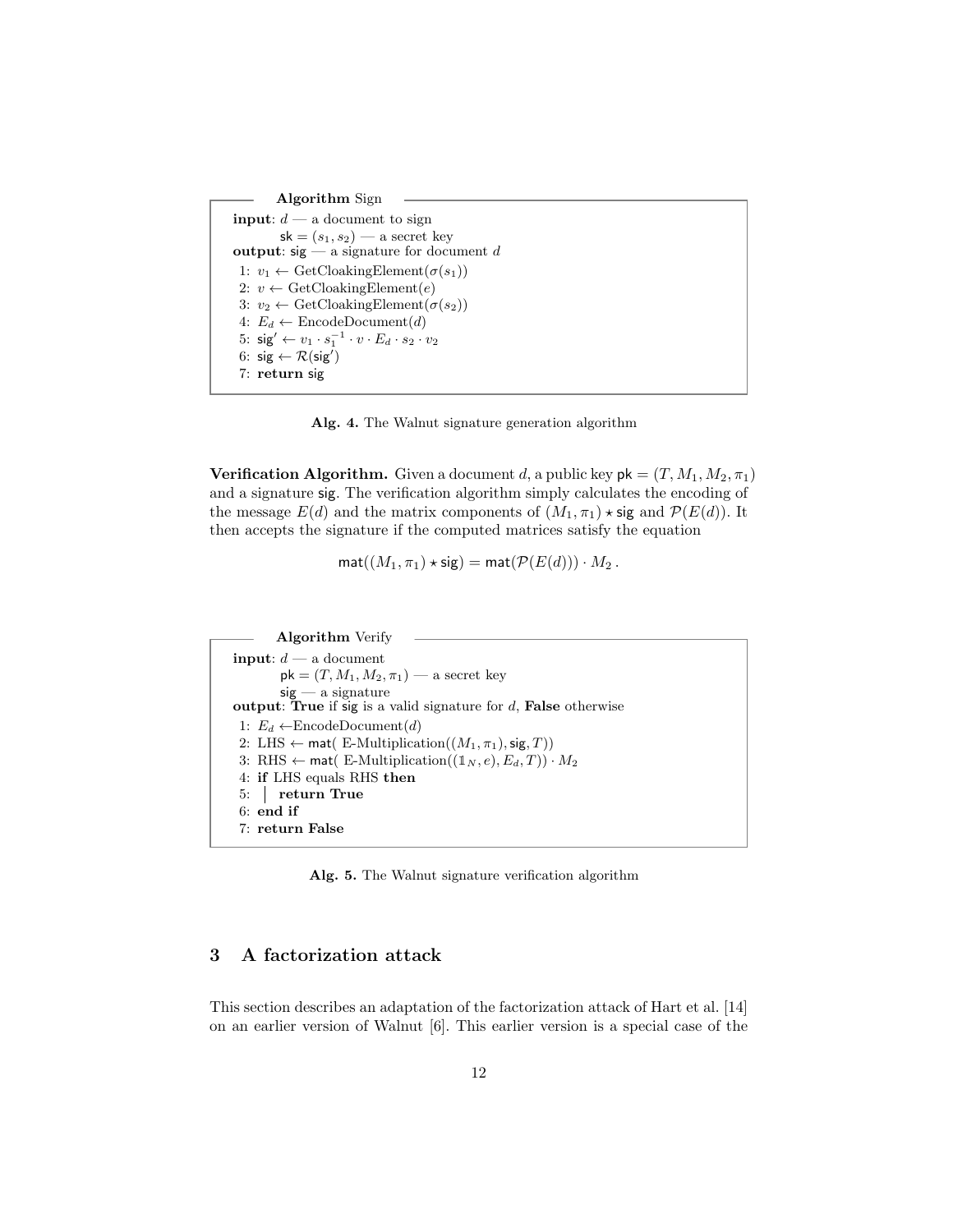```
Algorithm Sign
input: d — a document to sign
       sk = (s_1, s_2) — a secret key
output: sig — a signature for document d
1: v_1 ← GetCloakingElement(σ(s_1))
2: v ← GetCloakingElement(e)
3: v_2 ← GetCloakingElement(σ(s_2))
4: E_d ← EncodeDocument(d)
5: sig' ← v_1 · s_1^{-1} · v · E_d · s_2 · v_2
6: sig ← R(sig')
7: return sig
```

**Alg. 4.** The Walnut signature generation algorithm

**Verification Algorithm.** Given a document $d$, a public key $\mathsf{pk} = (T, M_1, M_2, \pi_1)$ and a signature $\mathsf{sig}$. The verification algorithm simply calculates the encoding of the message $E(d)$ and the matrix components of $(M_1, \pi_1) \star \mathsf{sig}$ and $\mathcal{P}(E(d))$. It then accepts the signature if the computed matrices satisfy the equation

$$\mathsf{mat}((M_1, \pi_1) \star \mathsf{sig}) = \mathsf{mat}(\mathcal{P}(E(d))) \cdot M_2 \,.$$

```
Algorithm Verify
input: d — a document
       pk = (T, M_1, M_2, π_1) — a secret key
       sig — a signature
output: True if sig is a valid signature for d, False otherwise
1: E_d ← EncodeDocument(d)
2: LHS ← mat( E-Multiplication((M_1, π_1), sig, T))
3: RHS ← mat( E-Multiplication((1_N, e), E_d, T)) · M_2
4: if LHS equals RHS then
5:   return True
6: end if
7: return False
```

**Alg. 5.** The Walnut signature verification algorithm

## 3 A factorization attack

This section describes an adaptation of the factorization attack of Hart et al. [14] on an earlier version of Walnut [6]. This earlier version is a special case of the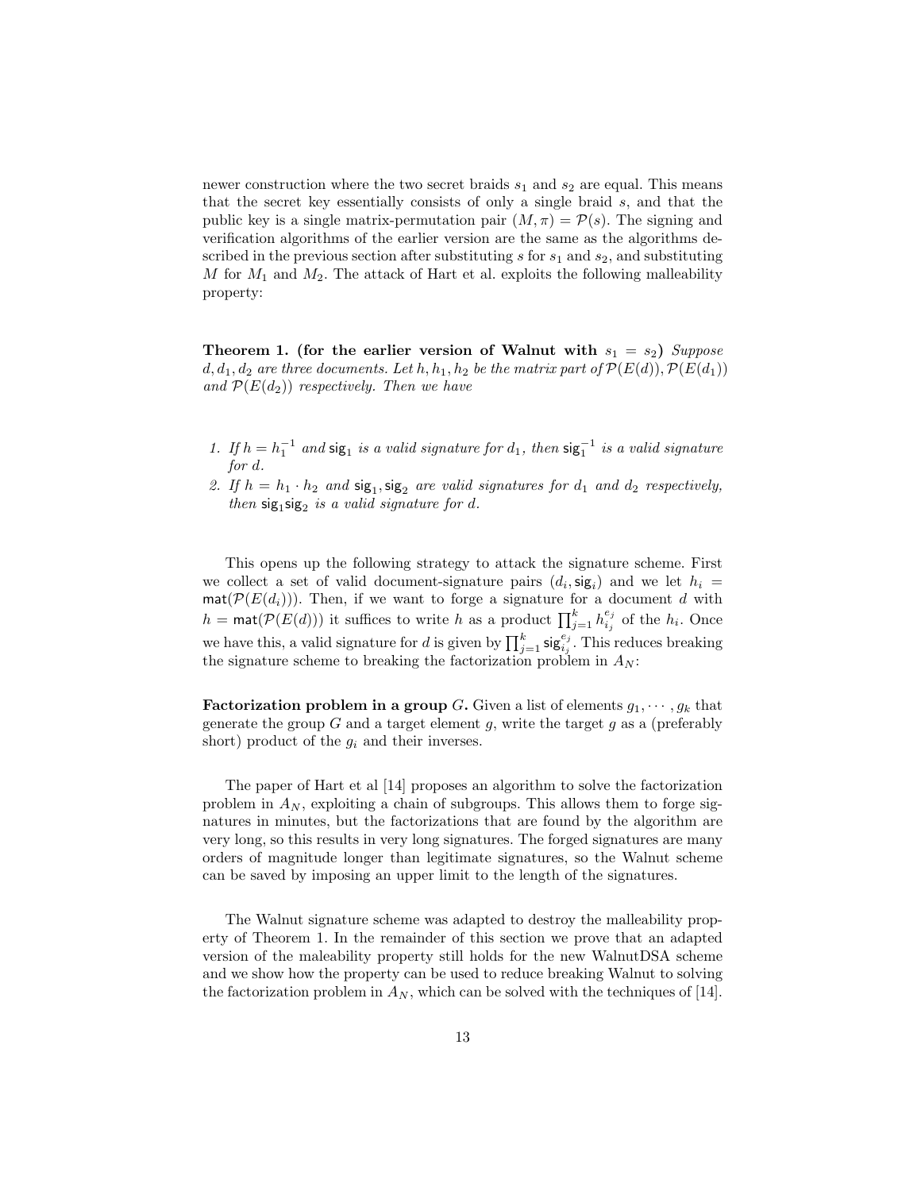newer construction where the two secret braids $s_1$ and $s_2$ are equal. This means that the secret key essentially consists of only a single braid $s$, and that the public key is a single matrix-permutation pair $(M, \pi) = \mathcal{P}(s)$. The signing and verification algorithms of the earlier version are the same as the algorithms described in the previous section after substituting $s$ for $s_1$ and $s_2$, and substituting $M$ for $M_1$ and $M_2$. The attack of Hart et al. exploits the following malleability property:

**Theorem 1. (for the earlier version of Walnut with $s_1 = s_2$)** *Suppose $d, d_1, d_2$ are three documents. Let $h, h_1, h_2$ be the matrix part of $\mathcal{P}(E(d)), \mathcal{P}(E(d_1))$ and $\mathcal{P}(E(d_2))$ respectively. Then we have*

1. *If $h = h_1^{-1}$ and $\mathsf{sig}_1$ is a valid signature for $d_1$, then $\mathsf{sig}_1^{-1}$ is a valid signature for $d$.*
2. *If $h = h_1 \cdot h_2$ and $\mathsf{sig}_1, \mathsf{sig}_2$ are valid signatures for $d_1$ and $d_2$ respectively, then $\mathsf{sig}_1\mathsf{sig}_2$ is a valid signature for $d$.*

This opens up the following strategy to attack the signature scheme. First we collect a set of valid document-signature pairs $(d_i, \mathsf{sig}_i)$ and we let $h_i = \mathsf{mat}(\mathcal{P}(E(d_i)))$. Then, if we want to forge a signature for a document $d$ with $h = \mathsf{mat}(\mathcal{P}(E(d)))$ it suffices to write $h$ as a product $\prod_{j=1}^{k} h_{i_j}^{e_j}$ of the $h_i$. Once we have this, a valid signature for $d$ is given by $\prod_{j=1}^{k} \mathsf{sig}_{i_j}^{e_j}$. This reduces breaking the signature scheme to breaking the factorization problem in $A_N$:

**Factorization problem in a group $G$.** Given a list of elements $g_1, \cdots, g_k$ that generate the group $G$ and a target element $g$, write the target $g$ as a (preferably short) product of the $g_i$ and their inverses.

The paper of Hart et al [14] proposes an algorithm to solve the factorization problem in $A_N$, exploiting a chain of subgroups. This allows them to forge signatures in minutes, but the factorizations that are found by the algorithm are very long, so this results in very long signatures. The forged signatures are many orders of magnitude longer than legitimate signatures, so the Walnut scheme can be saved by imposing an upper limit to the length of the signatures.

The Walnut signature scheme was adapted to destroy the malleability property of Theorem 1. In the remainder of this section we prove that an adapted version of the maleability property still holds for the new WalnutDSA scheme and we show how the property can be used to reduce breaking Walnut to solving the factorization problem in $A_N$, which can be solved with the techniques of [14].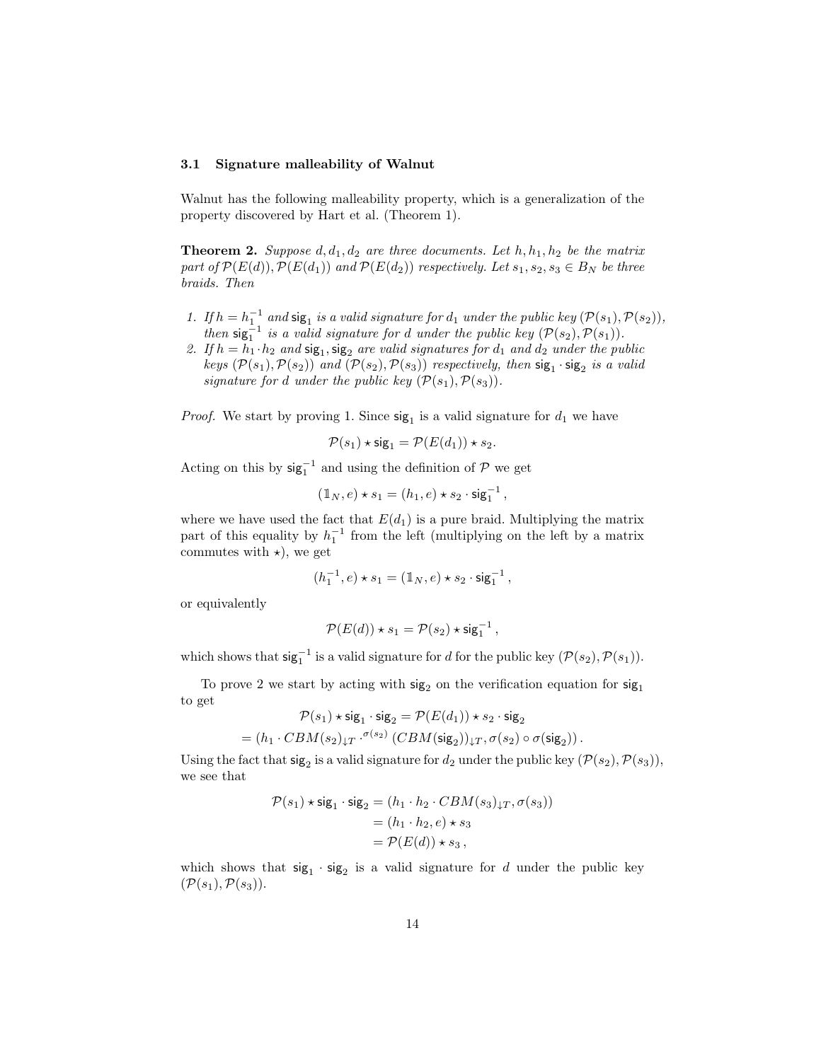### 3.1 Signature malleability of Walnut

Walnut has the following malleability property, which is a generalization of the property discovered by Hart et al. (Theorem 1).

**Theorem 2.** *Suppose $d, d_1, d_2$ are three documents. Let $h, h_1, h_2$ be the matrix part of $\mathcal{P}(E(d)), \mathcal{P}(E(d_1))$ and $\mathcal{P}(E(d_2))$ respectively. Let $s_1, s_2, s_3 \in B_N$ be three braids. Then*

1. *If $h = h_1^{-1}$ and $\mathsf{sig}_1$ is a valid signature for $d_1$ under the public key $(\mathcal{P}(s_1), \mathcal{P}(s_2))$, then $\mathsf{sig}_1^{-1}$ is a valid signature for $d$ under the public key $(\mathcal{P}(s_2), \mathcal{P}(s_1))$.*
2. *If $h = h_1 \cdot h_2$ and $\mathsf{sig}_1, \mathsf{sig}_2$ are valid signatures for $d_1$ and $d_2$ under the public keys $(\mathcal{P}(s_1), \mathcal{P}(s_2))$ and $(\mathcal{P}(s_2), \mathcal{P}(s_3))$ respectively, then $\mathsf{sig}_1 \cdot \mathsf{sig}_2$ is a valid signature for $d$ under the public key $(\mathcal{P}(s_1), \mathcal{P}(s_3))$.*

*Proof.* We start by proving 1. Since $\mathsf{sig}_1$ is a valid signature for $d_1$ we have

$$\mathcal{P}(s_1) \star \mathsf{sig}_1 = \mathcal{P}(E(d_1)) \star s_2.$$

Acting on this by $\mathsf{sig}_1^{-1}$ and using the definition of $\mathcal{P}$ we get

$$(\mathbb{1}_N, e) \star s_1 = (h_1, e) \star s_2 \cdot \mathsf{sig}_1^{-1} \,,$$

where we have used the fact that $E(d_1)$ is a pure braid. Multiplying the matrix part of this equality by $h_1^{-1}$ from the left (multiplying on the left by a matrix commutes with $\star$), we get

$$(h_1^{-1}, e) \star s_1 = (\mathbb{1}_N, e) \star s_2 \cdot \mathsf{sig}_1^{-1} \,,$$

or equivalently

$$\mathcal{P}(E(d)) \star s_1 = \mathcal{P}(s_2) \star \mathsf{sig}_1^{-1} \,,$$

which shows that $\mathsf{sig}_1^{-1}$ is a valid signature for $d$ for the public key $(\mathcal{P}(s_2), \mathcal{P}(s_1))$.

To prove 2 we start by acting with $\mathsf{sig}_2$ on the verification equation for $\mathsf{sig}_1$ to get

$$\begin{aligned}\mathcal{P}(s_1) \star \mathsf{sig}_1 \cdot \mathsf{sig}_2 &= \mathcal{P}(E(d_1)) \star s_2 \cdot \mathsf{sig}_2 \\ &= (h_1 \cdot CBM(s_2)_{\downarrow T} \cdot^{\sigma(s_2)} (CBM(\mathsf{sig}_2))_{\downarrow T}, \sigma(s_2) \circ \sigma(\mathsf{sig}_2)) \,.\end{aligned}$$

Using the fact that $\mathsf{sig}_2$ is a valid signature for $d_2$ under the public key $(\mathcal{P}(s_2), \mathcal{P}(s_3))$, we see that

$$\begin{aligned}\mathcal{P}(s_1) \star \mathsf{sig}_1 \cdot \mathsf{sig}_2 &= (h_1 \cdot h_2 \cdot CBM(s_3)_{\downarrow T}, \sigma(s_3)) \\ &= (h_1 \cdot h_2, e) \star s_3 \\ &= \mathcal{P}(E(d)) \star s_3 \,,\end{aligned}$$

which shows that $\mathsf{sig}_1 \cdot \mathsf{sig}_2$ is a valid signature for $d$ under the public key $(\mathcal{P}(s_1), \mathcal{P}(s_3))$.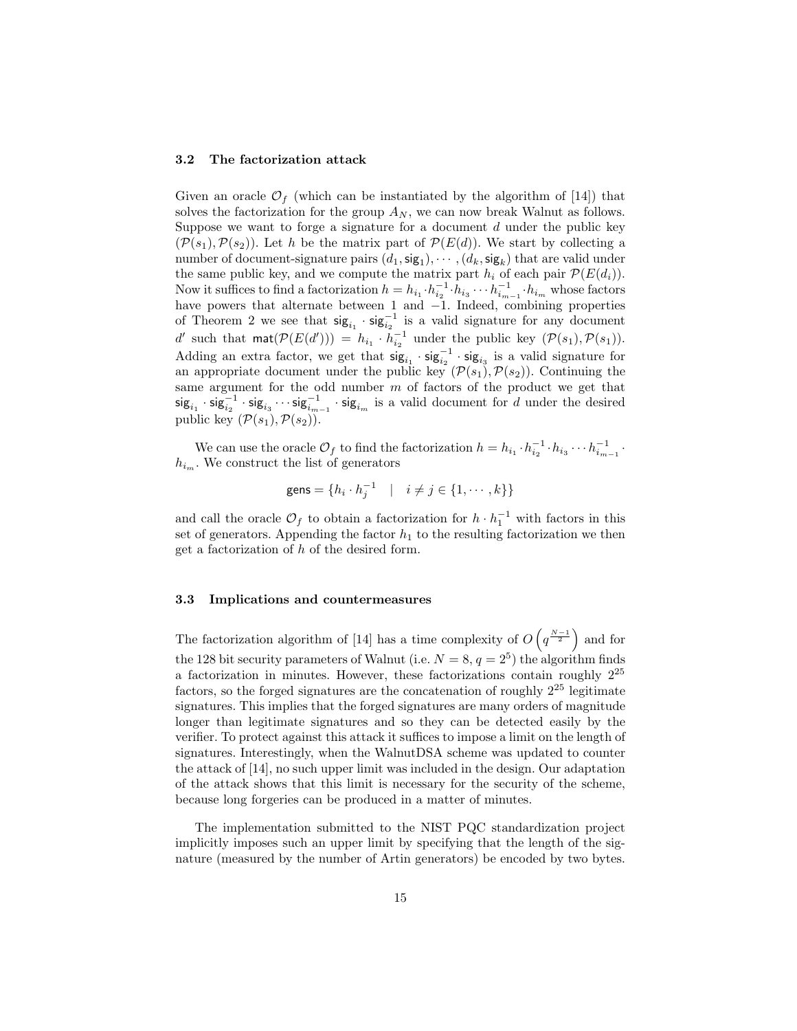### 3.2 The factorization attack

Given an oracle $\mathcal{O}_f$ (which can be instantiated by the algorithm of [14]) that solves the factorization for the group $A_N$, we can now break Walnut as follows. Suppose we want to forge a signature for a document $d$ under the public key $(\mathcal{P}(s_1), \mathcal{P}(s_2))$. Let $h$ be the matrix part of $\mathcal{P}(E(d))$. We start by collecting a number of document-signature pairs $(d_1, \mathsf{sig}_1), \cdots, (d_k, \mathsf{sig}_k)$ that are valid under the same public key, and we compute the matrix part $h_i$ of each pair $\mathcal{P}(E(d_i))$. Now it suffices to find a factorization $h = h_{i_1} \cdot h_{i_2}^{-1} \cdot h_{i_3} \cdots h_{i_{m-1}}^{-1} \cdot h_{i_m}$ whose factors have powers that alternate between 1 and $-1$. Indeed, combining properties of Theorem 2 we see that $\mathsf{sig}_{i_1} \cdot \mathsf{sig}_{i_2}^{-1}$ is a valid signature for any document $d'$ such that $\mathsf{mat}(\mathcal{P}(E(d'))) = h_{i_1} \cdot h_{i_2}^{-1}$ under the public key $(\mathcal{P}(s_1), \mathcal{P}(s_1))$. Adding an extra factor, we get that $\mathsf{sig}_{i_1} \cdot \mathsf{sig}_{i_2}^{-1} \cdot \mathsf{sig}_{i_3}$ is a valid signature for an appropriate document under the public key $(\mathcal{P}(s_1), \mathcal{P}(s_2))$. Continuing the same argument for the odd number $m$ of factors of the product we get that $\mathsf{sig}_{i_1} \cdot \mathsf{sig}_{i_2}^{-1} \cdot \mathsf{sig}_{i_3} \cdots \mathsf{sig}_{i_{m-1}}^{-1} \cdot \mathsf{sig}_{i_m}$ is a valid document for $d$ under the desired public key $(\mathcal{P}(s_1), \mathcal{P}(s_2))$.

We can use the oracle $\mathcal{O}_f$ to find the factorization $h = h_{i_1} \cdot h_{i_2}^{-1} \cdot h_{i_3} \cdots h_{i_{m-1}}^{-1} \cdot h_{i_m}$. We construct the list of generators

$$\mathsf{gens} = \{h_i \cdot h_j^{-1} \quad | \quad i \neq j \in \{1, \cdots, k\}\}$$

and call the oracle $\mathcal{O}_f$ to obtain a factorization for $h \cdot h_1^{-1}$ with factors in this set of generators. Appending the factor $h_1$ to the resulting factorization we then get a factorization of $h$ of the desired form.

### 3.3 Implications and countermeasures

The factorization algorithm of [14] has a time complexity of $O\left(q^{\frac{N-1}{2}}\right)$ and for the 128 bit security parameters of Walnut (i.e. $N = 8$, $q = 2^5$) the algorithm finds a factorization in minutes. However, these factorizations contain roughly $2^{25}$ factors, so the forged signatures are the concatenation of roughly $2^{25}$ legitimate signatures. This implies that the forged signatures are many orders of magnitude longer than legitimate signatures and so they can be detected easily by the verifier. To protect against this attack it suffices to impose a limit on the length of signatures. Interestingly, when the WalnutDSA scheme was updated to counter the attack of [14], no such upper limit was included in the design. Our adaptation of the attack shows that this limit is necessary for the security of the scheme, because long forgeries can be produced in a matter of minutes.

The implementation submitted to the NIST PQC standardization project implicitly imposes such an upper limit by specifying that the length of the signature (measured by the number of Artin generators) be encoded by two bytes.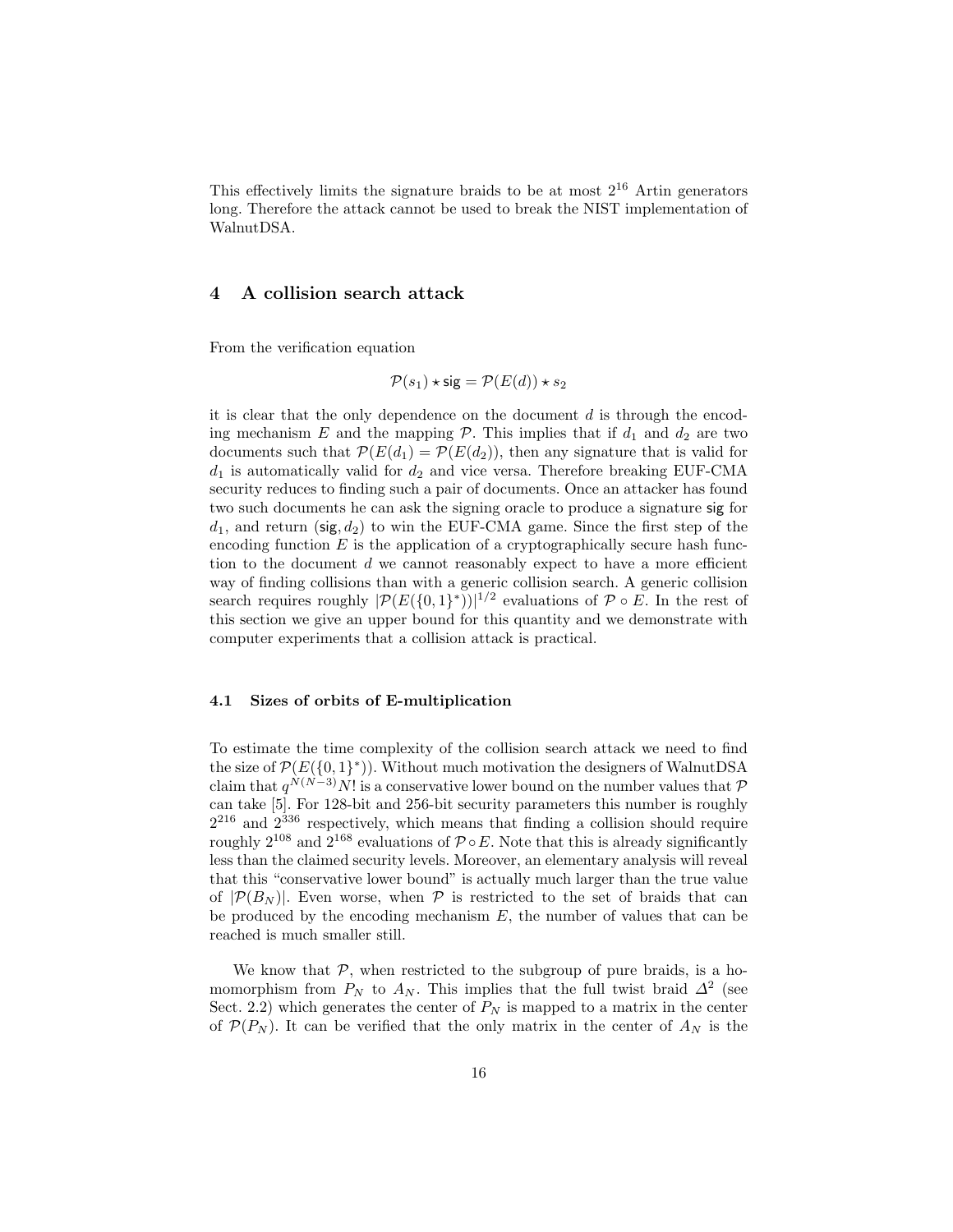This effectively limits the signature braids to be at most $2^{16}$ Artin generators long. Therefore the attack cannot be used to break the NIST implementation of WalnutDSA.

## 4 A collision search attack

From the verification equation

$$\mathcal{P}(s_1) \star \mathsf{sig} = \mathcal{P}(E(d)) \star s_2$$

it is clear that the only dependence on the document $d$ is through the encoding mechanism $E$ and the mapping $\mathcal{P}$. This implies that if $d_1$ and $d_2$ are two documents such that $\mathcal{P}(E(d_1) = \mathcal{P}(E(d_2))$, then any signature that is valid for $d_1$ is automatically valid for $d_2$ and vice versa. Therefore breaking EUF-CMA security reduces to finding such a pair of documents. Once an attacker has found two such documents he can ask the signing oracle to produce a signature $\mathsf{sig}$ for $d_1$, and return $(\mathsf{sig}, d_2)$ to win the EUF-CMA game. Since the first step of the encoding function $E$ is the application of a cryptographically secure hash function to the document $d$ we cannot reasonably expect to have a more efficient way of finding collisions than with a generic collision search. A generic collision search requires roughly $|\mathcal{P}(E(\{0,1\}^*))|^{1/2}$ evaluations of $\mathcal{P} \circ E$. In the rest of this section we give an upper bound for this quantity and we demonstrate with computer experiments that a collision attack is practical.

### 4.1 Sizes of orbits of E-multiplication

To estimate the time complexity of the collision search attack we need to find the size of $\mathcal{P}(E(\{0,1\}^*))$. Without much motivation the designers of WalnutDSA claim that $q^{N(N-3)}N!$ is a conservative lower bound on the number values that $\mathcal{P}$ can take [5]. For 128-bit and 256-bit security parameters this number is roughly $2^{216}$ and $2^{336}$ respectively, which means that finding a collision should require roughly $2^{108}$ and $2^{168}$ evaluations of $\mathcal{P} \circ E$. Note that this is already significantly less than the claimed security levels. Moreover, an elementary analysis will reveal that this "conservative lower bound" is actually much larger than the true value of $|\mathcal{P}(B_N)|$. Even worse, when $\mathcal{P}$ is restricted to the set of braids that can be produced by the encoding mechanism $E$, the number of values that can be reached is much smaller still.

We know that $\mathcal{P}$, when restricted to the subgroup of pure braids, is a homomorphism from $P_N$ to $A_N$. This implies that the full twist braid $\Delta^2$ (see Sect. 2.2) which generates the center of $P_N$ is mapped to a matrix in the center of $\mathcal{P}(P_N)$. It can be verified that the only matrix in the center of $A_N$ is the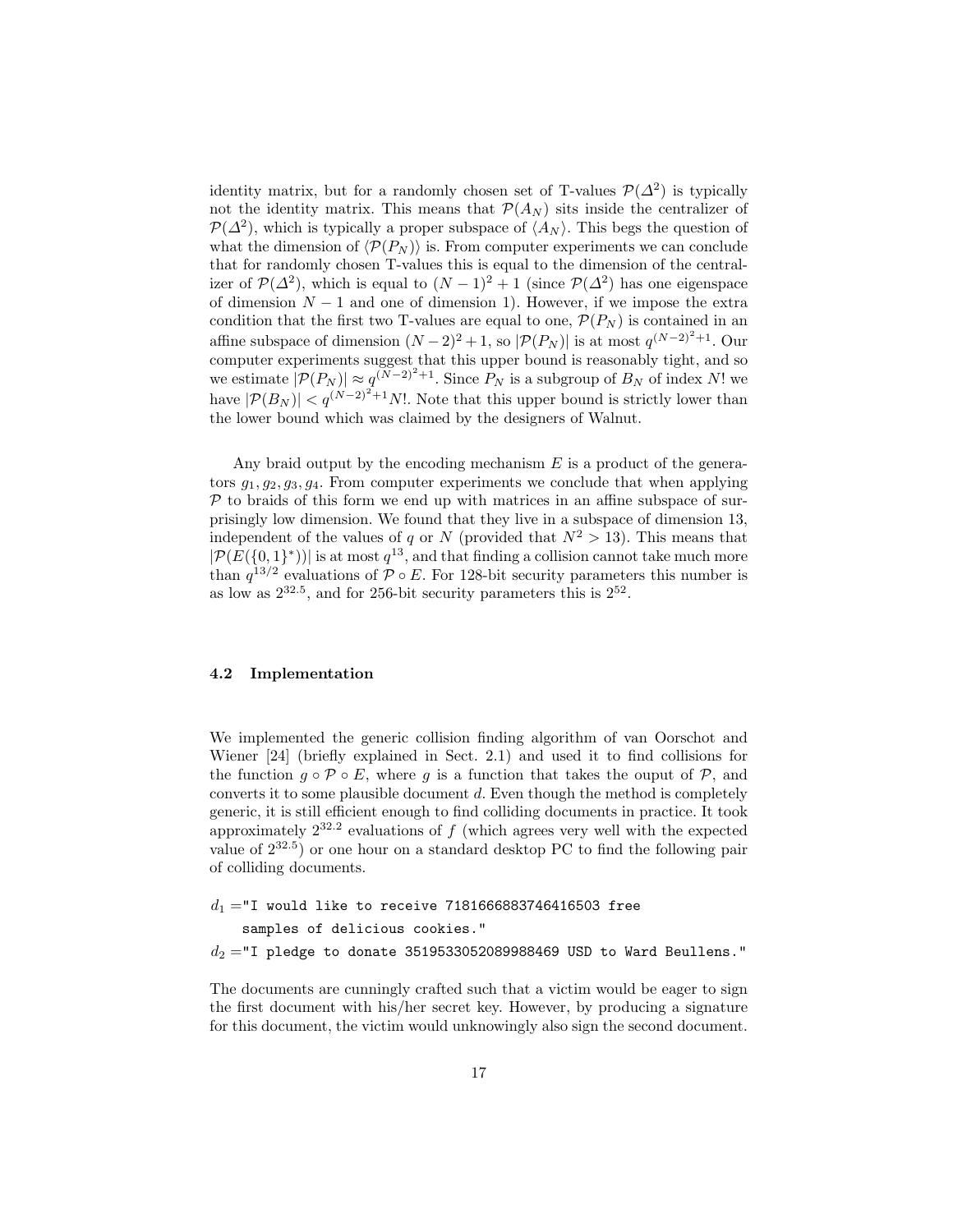identity matrix, but for a randomly chosen set of T-values $\mathcal{P}(\Delta^2)$ is typically not the identity matrix. This means that $\mathcal{P}(A_N)$ sits inside the centralizer of $\mathcal{P}(\Delta^2)$, which is typically a proper subspace of $\langle A_N \rangle$. This begs the question of what the dimension of $\langle \mathcal{P}(P_N) \rangle$ is. From computer experiments we can conclude that for randomly chosen T-values this is equal to the dimension of the centralizer of $\mathcal{P}(\Delta^2)$, which is equal to $(N-1)^2+1$ (since $\mathcal{P}(\Delta^2)$ has one eigenspace of dimension $N-1$ and one of dimension 1). However, if we impose the extra condition that the first two T-values are equal to one, $\mathcal{P}(P_N)$ is contained in an affine subspace of dimension $(N-2)^2+1$, so $|\mathcal{P}(P_N)|$ is at most $q^{(N-2)^2+1}$. Our computer experiments suggest that this upper bound is reasonably tight, and so we estimate $|\mathcal{P}(P_N)| \approx q^{(N-2)^2+1}$. Since $P_N$ is a subgroup of $B_N$ of index $N!$ we have $|\mathcal{P}(B_N)| < q^{(N-2)^2+1} N!$. Note that this upper bound is strictly lower than the lower bound which was claimed by the designers of Walnut.

Any braid output by the encoding mechanism $E$ is a product of the generators $g_1, g_2, g_3, g_4$. From computer experiments we conclude that when applying $\mathcal{P}$ to braids of this form we end up with matrices in an affine subspace of surprisingly low dimension. We found that they live in a subspace of dimension 13, independent of the values of $q$ or $N$ (provided that $N^2 > 13$). This means that $|\mathcal{P}(E(\{0,1\}^*))|$ is at most $q^{13}$, and that finding a collision cannot take much more than $q^{13/2}$ evaluations of $\mathcal{P} \circ E$. For 128-bit security parameters this number is as low as $2^{32.5}$, and for 256-bit security parameters this is $2^{52}$.

### 4.2 Implementation

We implemented the generic collision finding algorithm of van Oorschot and Wiener [24] (briefly explained in Sect. 2.1) and used it to find collisions for the function $g \circ \mathcal{P} \circ E$, where $g$ is a function that takes the ouput of $\mathcal{P}$, and converts it to some plausible document $d$. Even though the method is completely generic, it is still efficient enough to find colliding documents in practice. It took approximately $2^{32.2}$ evaluations of $f$ (which agrees very well with the expected value of $2^{32.5}$) or one hour on a standard desktop PC to find the following pair of colliding documents.

$d_1 =$ "I would like to receive 7181666883746416503 free samples of delicious cookies."

$d_2 =$ "I pledge to donate 3519533052089988469 USD to Ward Beullens."

The documents are cunningly crafted such that a victim would be eager to sign the first document with his/her secret key. However, by producing a signature for this document, the victim would unknowingly also sign the second document.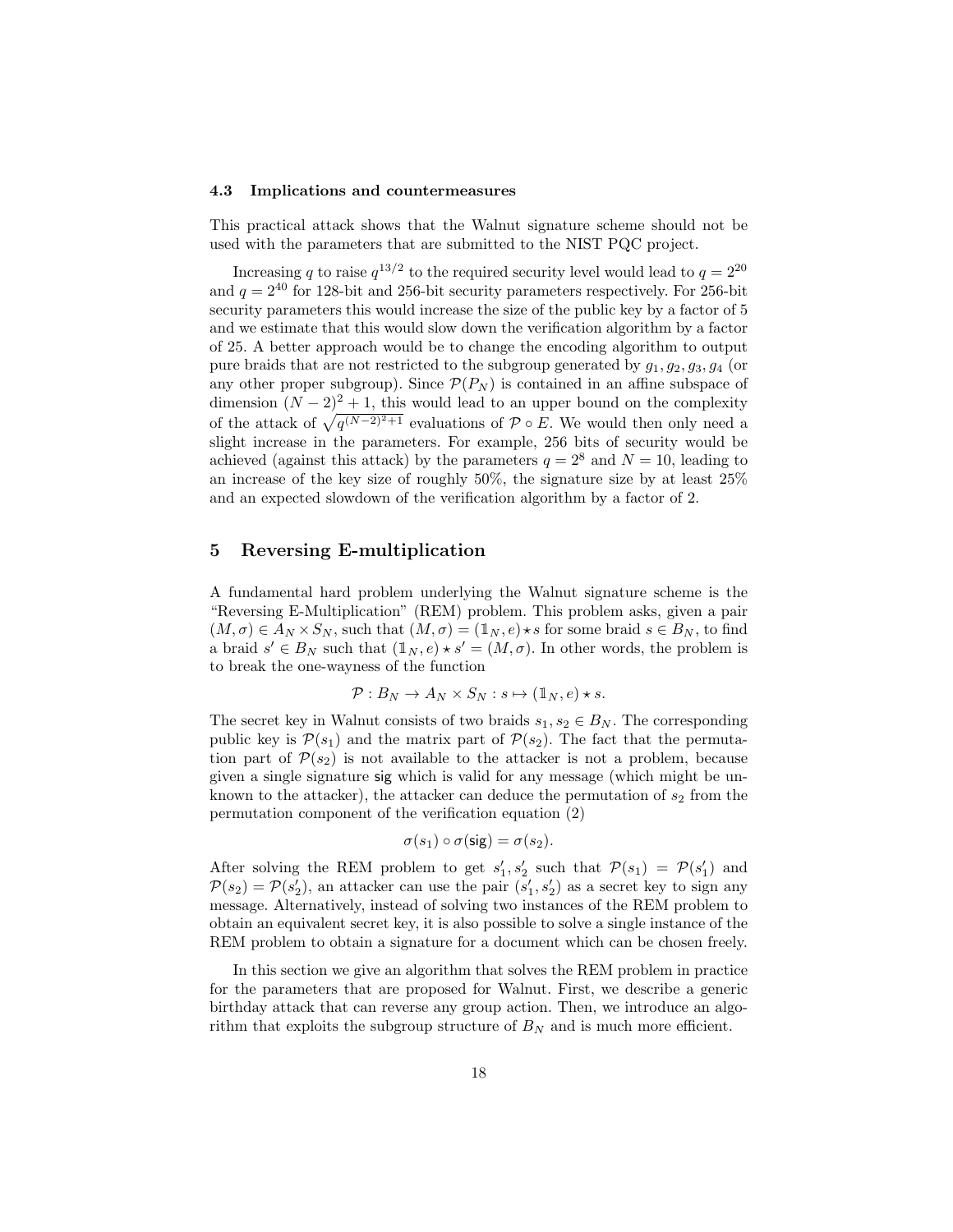### 4.3 Implications and countermeasures

This practical attack shows that the Walnut signature scheme should not be used with the parameters that are submitted to the NIST PQC project.

Increasing $q$ to raise $q^{13/2}$ to the required security level would lead to $q = 2^{20}$ and $q = 2^{40}$ for 128-bit and 256-bit security parameters respectively. For 256-bit security parameters this would increase the size of the public key by a factor of 5 and we estimate that this would slow down the verification algorithm by a factor of 25. A better approach would be to change the encoding algorithm to output pure braids that are not restricted to the subgroup generated by $g_1, g_2, g_3, g_4$ (or any other proper subgroup). Since $\mathcal{P}(P_N)$ is contained in an affine subspace of dimension $(N-2)^2 + 1$, this would lead to an upper bound on the complexity of the attack of $\sqrt{q^{(N-2)^2+1}}$ evaluations of $\mathcal{P} \circ E$. We would then only need a slight increase in the parameters. For example, 256 bits of security would be achieved (against this attack) by the parameters $q = 2^8$ and $N = 10$, leading to an increase of the key size of roughly 50%, the signature size by at least 25% and an expected slowdown of the verification algorithm by a factor of 2.

## 5 Reversing E-multiplication

A fundamental hard problem underlying the Walnut signature scheme is the "Reversing E-Multiplication" (REM) problem. This problem asks, given a pair $(M, \sigma) \in A_N \times S_N$, such that $(M, \sigma) = (\mathbb{1}_N, e) \star s$ for some braid $s \in B_N$, to find a braid $s' \in B_N$ such that $(\mathbb{1}_N, e) \star s' = (M, \sigma)$. In other words, the problem is to break the one-wayness of the function

$$\mathcal{P} : B_N \to A_N \times S_N : s \mapsto (\mathbb{1}_N, e) \star s.$$

The secret key in Walnut consists of two braids $s_1, s_2 \in B_N$. The corresponding public key is $\mathcal{P}(s_1)$ and the matrix part of $\mathcal{P}(s_2)$. The fact that the permutation part of $\mathcal{P}(s_2)$ is not available to the attacker is not a problem, because given a single signature $\mathsf{sig}$ which is valid for any message (which might be unknown to the attacker), the attacker can deduce the permutation of $s_2$ from the permutation component of the verification equation (2)

$$\sigma(s_1) \circ \sigma(\mathsf{sig}) = \sigma(s_2).$$

After solving the REM problem to get $s_1', s_2'$ such that $\mathcal{P}(s_1) = \mathcal{P}(s_1')$ and $\mathcal{P}(s_2) = \mathcal{P}(s_2')$, an attacker can use the pair $(s_1', s_2')$ as a secret key to sign any message. Alternatively, instead of solving two instances of the REM problem to obtain an equivalent secret key, it is also possible to solve a single instance of the REM problem to obtain a signature for a document which can be chosen freely.

In this section we give an algorithm that solves the REM problem in practice for the parameters that are proposed for Walnut. First, we describe a generic birthday attack that can reverse any group action. Then, we introduce an algorithm that exploits the subgroup structure of $B_N$ and is much more efficient.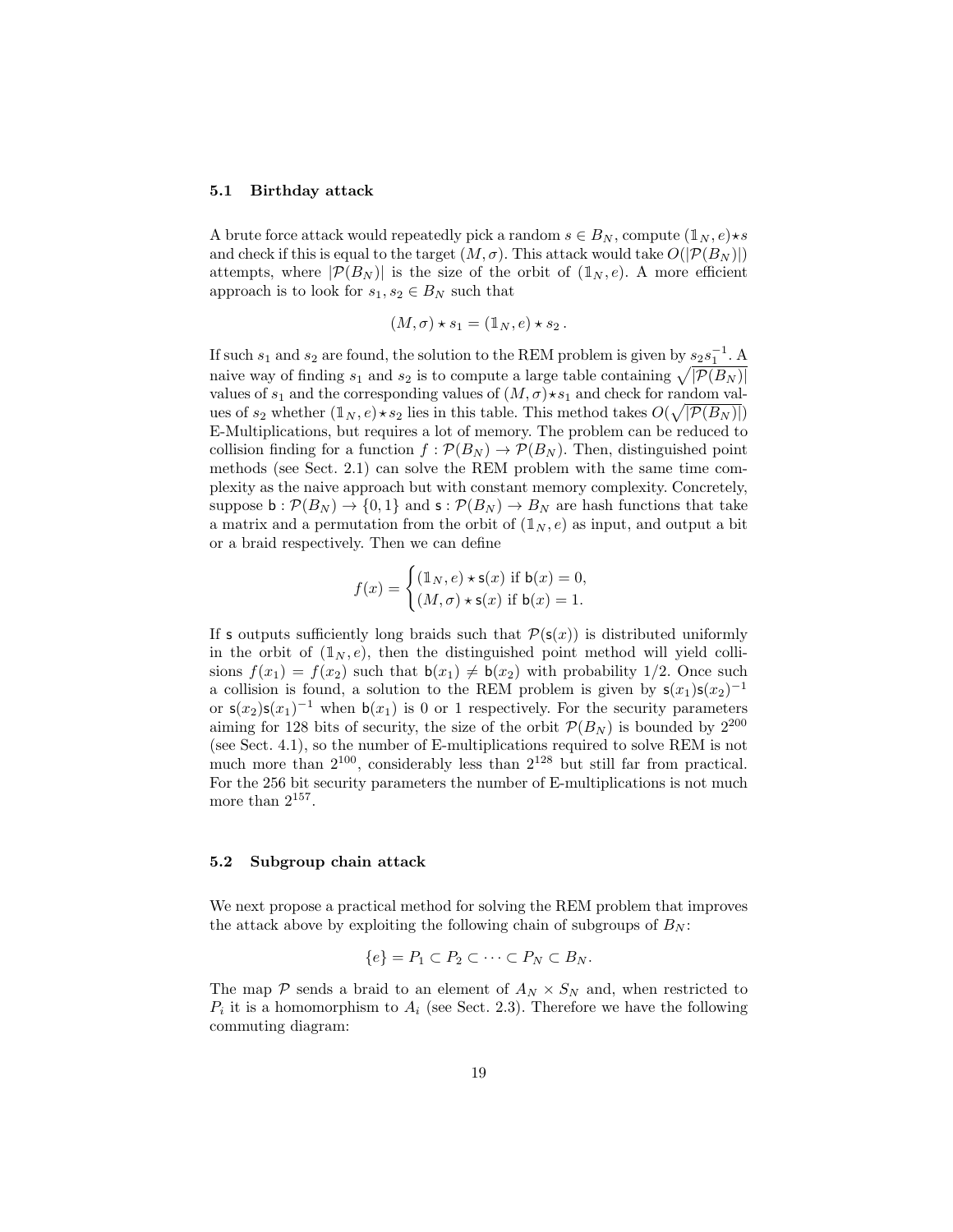### 5.1 Birthday attack

A brute force attack would repeatedly pick a random $s \in B_N$, compute $(\mathbb{1}_N, e) \star s$ and check if this is equal to the target $(M, \sigma)$. This attack would take $O(|\mathcal{P}(B_N)|)$ attempts, where $|\mathcal{P}(B_N)|$ is the size of the orbit of $(\mathbb{1}_N, e)$. A more efficient approach is to look for $s_1, s_2 \in B_N$ such that

$$(M, \sigma) \star s_1 = (\mathbb{1}_N, e) \star s_2 \,.$$

If such $s_1$ and $s_2$ are found, the solution to the REM problem is given by $s_2 s_1^{-1}$. A naive way of finding $s_1$ and $s_2$ is to compute a large table containing $\sqrt{|\mathcal{P}(B_N)|}$ values of $s_1$ and the corresponding values of $(M, \sigma) \star s_1$ and check for random values of $s_2$ whether $(\mathbb{1}_N, e) \star s_2$ lies in this table. This method takes $O(\sqrt{|\mathcal{P}(B_N)|})$ E-Multiplications, but requires a lot of memory. The problem can be reduced to collision finding for a function $f : \mathcal{P}(B_N) \to \mathcal{P}(B_N)$. Then, distinguished point methods (see Sect. 2.1) can solve the REM problem with the same time complexity as the naive approach but with constant memory complexity. Concretely, suppose $\mathsf{b} : \mathcal{P}(B_N) \to \{0, 1\}$ and $\mathsf{s} : \mathcal{P}(B_N) \to B_N$ are hash functions that take a matrix and a permutation from the orbit of $(\mathbb{1}_N, e)$ as input, and output a bit or a braid respectively. Then we can define

$$f(x) = \begin{cases} (\mathbb{1}_N, e) \star \mathsf{s}(x) \text{ if } \mathsf{b}(x) = 0, \\ (M, \sigma) \star \mathsf{s}(x) \text{ if } \mathsf{b}(x) = 1. \end{cases}$$

If $\mathsf{s}$ outputs sufficiently long braids such that $\mathcal{P}(\mathsf{s}(x))$ is distributed uniformly in the orbit of $(\mathbb{1}_N, e)$, then the distinguished point method will yield collisions $f(x_1) = f(x_2)$ such that $\mathsf{b}(x_1) \neq \mathsf{b}(x_2)$ with probability $1/2$. Once such a collision is found, a solution to the REM problem is given by $\mathsf{s}(x_1)\mathsf{s}(x_2)^{-1}$ or $\mathsf{s}(x_2)\mathsf{s}(x_1)^{-1}$ when $\mathsf{b}(x_1)$ is 0 or 1 respectively. For the security parameters aiming for 128 bits of security, the size of the orbit $\mathcal{P}(B_N)$ is bounded by $2^{200}$ (see Sect. 4.1), so the number of E-multiplications required to solve REM is not much more than $2^{100}$, considerably less than $2^{128}$ but still far from practical. For the 256 bit security parameters the number of E-multiplications is not much more than $2^{157}$.

### 5.2 Subgroup chain attack

We next propose a practical method for solving the REM problem that improves the attack above by exploiting the following chain of subgroups of $B_N$:

$$\{e\} = P_1 \subset P_2 \subset \cdots \subset P_N \subset B_N.$$

The map $\mathcal{P}$ sends a braid to an element of $A_N \times S_N$ and, when restricted to $P_i$ it is a homomorphism to $A_i$ (see Sect. 2.3). Therefore we have the following commuting diagram: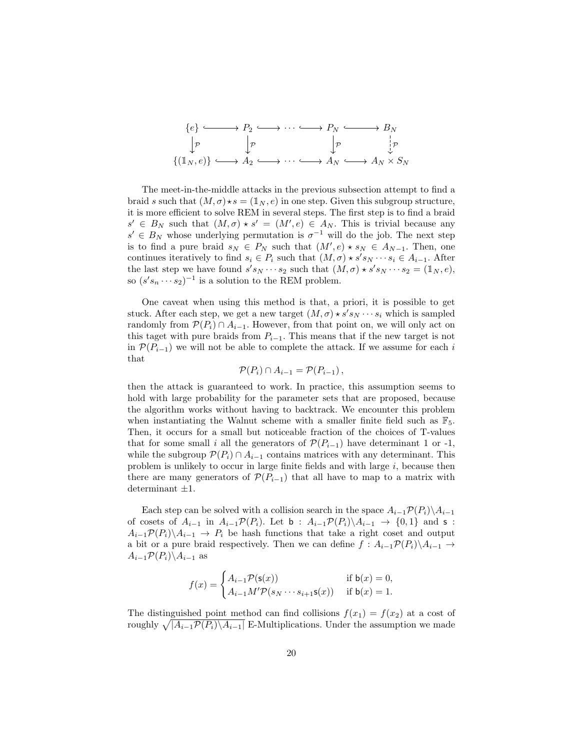$$
\begin{array}{ccccccccc}
\{e\} & \hookrightarrow & P_2 & \hookrightarrow & \cdots & \hookrightarrow & P_N & \hookrightarrow & B_N \\
\downarrow \mathcal{P} & & \downarrow \mathcal{P} & & & & \downarrow \mathcal{P} & & \vdots \mathcal{P} \\
\{(\mathbb{1}_N, e)\} & \hookrightarrow & A_2 & \hookrightarrow & \cdots & \hookrightarrow & A_N & \hookrightarrow & A_N \times S_N
\end{array}
$$

The meet-in-the-middle attacks in the previous subsection attempt to find a braid $s$ such that $(M,\sigma) \star s = (\mathbb{1}_N, e)$ in one step. Given this subgroup structure, it is more efficient to solve REM in several steps. The first step is to find a braid $s' \in B_N$ such that $(M,\sigma) \star s' = (M', e) \in A_N$. This is trivial because any $s' \in B_N$ whose underlying permutation is $\sigma^{-1}$ will do the job. The next step is to find a pure braid $s_N \in P_N$ such that $(M', e) \star s_N \in A_{N-1}$. Then, one continues iteratively to find $s_i \in P_i$ such that $(M,\sigma) \star s' s_N \cdots s_i \in A_{i-1}$. After the last step we have found $s' s_N \cdots s_2$ such that $(M,\sigma) \star s' s_N \cdots s_2 = (\mathbb{1}_N, e)$, so $(s' s_n \cdots s_2)^{-1}$ is a solution to the REM problem.

One caveat when using this method is that, a priori, it is possible to get stuck. After each step, we get a new target $(M,\sigma) \star s' s_N \cdots s_i$ which is sampled randomly from $\mathcal{P}(P_i) \cap A_{i-1}$. However, from that point on, we will only act on this taget with pure braids from $P_{i-1}$. This means that if the new target is not in $\mathcal{P}(P_{i-1})$ we will not be able to complete the attack. If we assume for each $i$ that

$$
\mathcal{P}(P_i) \cap A_{i-1} = \mathcal{P}(P_{i-1}),
$$

then the attack is guaranteed to work. In practice, this assumption seems to hold with large probability for the parameter sets that are proposed, because the algorithm works without having to backtrack. We encounter this problem when instantiating the Walnut scheme with a smaller finite field such as $\mathbb{F}_5$. Then, it occurs for a small but noticeable fraction of the choices of T-values that for some small $i$ all the generators of $\mathcal{P}(P_{i-1})$ have determinant 1 or -1, while the subgroup $\mathcal{P}(P_i) \cap A_{i-1}$ contains matrices with any determinant. This problem is unlikely to occur in large finite fields and with large $i$, because then there are many generators of $\mathcal{P}(P_{i-1})$ that all have to map to a matrix with determinant $\pm 1$.

Each step can be solved with a collision search in the space $A_{i-1}\mathcal{P}(P_i) \backslash A_{i-1}$ of cosets of $A_{i-1}$ in $A_{i-1}\mathcal{P}(P_i)$. Let $\mathsf{b} : A_{i-1}\mathcal{P}(P_i) \backslash A_{i-1} \to \{0,1\}$ and $\mathsf{s} : A_{i-1}\mathcal{P}(P_i) \backslash A_{i-1} \to P_i$ be hash functions that take a right coset and output a bit or a pure braid respectively. Then we can define $f : A_{i-1}\mathcal{P}(P_i) \backslash A_{i-1} \to A_{i-1}\mathcal{P}(P_i) \backslash A_{i-1}$ as

$$
f(x) = \begin{cases} A_{i-1}\mathcal{P}(\mathsf{s}(x)) & \text{if } \mathsf{b}(x) = 0, \\ A_{i-1}M'\mathcal{P}(s_N \cdots s_{i+1}\mathsf{s}(x)) & \text{if } \mathsf{b}(x) = 1. \end{cases}
$$

The distinguished point method can find collisions $f(x_1) = f(x_2)$ at a cost of roughly $\sqrt{|A_{i-1}\mathcal{P}(P_i) \backslash A_{i-1}|}$ E-Multiplications. Under the assumption we made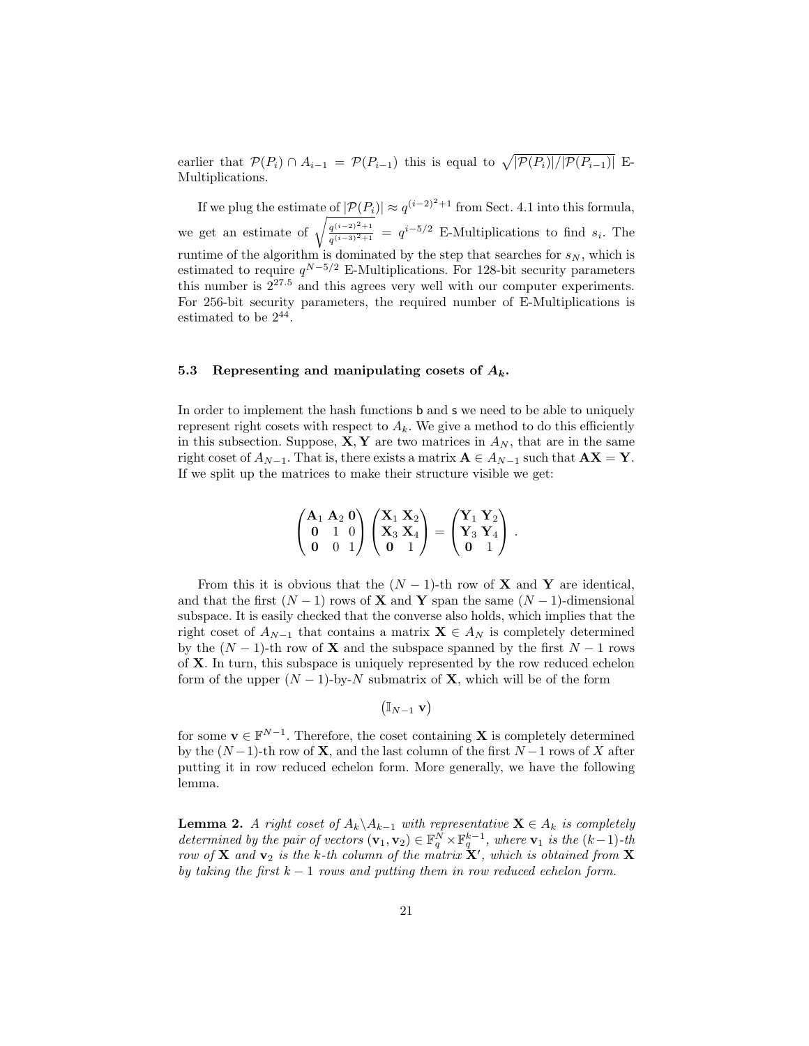earlier that $\mathcal{P}(P_i) \cap A_{i-1} = \mathcal{P}(P_{i-1})$ this is equal to $\sqrt{|\mathcal{P}(P_i)|/|\mathcal{P}(P_{i-1})|}$ E-Multiplications.

If we plug the estimate of $|\mathcal{P}(P_i)| \approx q^{(i-2)^2+1}$ from Sect. 4.1 into this formula, we get an estimate of $\sqrt{\frac{q^{(i-2)^2+1}}{q^{(i-3)^2+1}}} = q^{i-5/2}$ E-Multiplications to find $s_i$. The runtime of the algorithm is dominated by the step that searches for $s_N$, which is estimated to require $q^{N-5/2}$ E-Multiplications. For 128-bit security parameters this number is $2^{27.5}$ and this agrees very well with our computer experiments. For 256-bit security parameters, the required number of E-Multiplications is estimated to be $2^{44}$.

### 5.3 Representing and manipulating cosets of $A_k$.

In order to implement the hash functions b and s we need to be able to uniquely represent right cosets with respect to $A_k$. We give a method to do this efficiently in this subsection. Suppose, $\mathbf{X}, \mathbf{Y}$ are two matrices in $A_N$, that are in the same right coset of $A_{N-1}$. That is, there exists a matrix $\mathbf{A} \in A_{N-1}$ such that $\mathbf{AX} = \mathbf{Y}$. If we split up the matrices to make their structure visible we get:

$$\begin{pmatrix} \mathbf{A}_1 & \mathbf{A}_2 & \mathbf{0} \\ \mathbf{0} & 1 & 0 \\ \mathbf{0} & 0 & 1 \end{pmatrix} \begin{pmatrix} \mathbf{X}_1 & \mathbf{X}_2 \\ \mathbf{X}_3 & \mathbf{X}_4 \\ \mathbf{0} & 1 \end{pmatrix} = \begin{pmatrix} \mathbf{Y}_1 & \mathbf{Y}_2 \\ \mathbf{Y}_3 & \mathbf{Y}_4 \\ \mathbf{0} & 1 \end{pmatrix} .$$

From this it is obvious that the $(N-1)$-th row of $\mathbf{X}$ and $\mathbf{Y}$ are identical, and that the first $(N-1)$ rows of $\mathbf{X}$ and $\mathbf{Y}$ span the same $(N-1)$-dimensional subspace. It is easily checked that the converse also holds, which implies that the right coset of $A_{N-1}$ that contains a matrix $\mathbf{X} \in A_N$ is completely determined by the $(N-1)$-th row of $\mathbf{X}$ and the subspace spanned by the first $N-1$ rows of $\mathbf{X}$. In turn, this subspace is uniquely represented by the row reduced echelon form of the upper $(N-1)$-by-$N$ submatrix of $\mathbf{X}$, which will be of the form

$$\begin{pmatrix} \mathbb{I}_{N-1} & \mathbf{v} \end{pmatrix}$$

for some $\mathbf{v} \in \mathbb{F}^{N-1}$. Therefore, the coset containing $\mathbf{X}$ is completely determined by the $(N-1)$-th row of $\mathbf{X}$, and the last column of the first $N-1$ rows of $X$ after putting it in row reduced echelon form. More generally, we have the following lemma.

**Lemma 2.** *A right coset of $A_k \backslash A_{k-1}$ with representative $\mathbf{X} \in A_k$ is completely determined by the pair of vectors $(\mathbf{v}_1, \mathbf{v}_2) \in \mathbb{F}_q^N \times \mathbb{F}_q^{k-1}$, where $\mathbf{v}_1$ is the $(k-1)$-th row of $\mathbf{X}$ and $\mathbf{v}_2$ is the $k$-th column of the matrix $\mathbf{X}'$, which is obtained from $\mathbf{X}$ by taking the first $k-1$ rows and putting them in row reduced echelon form.*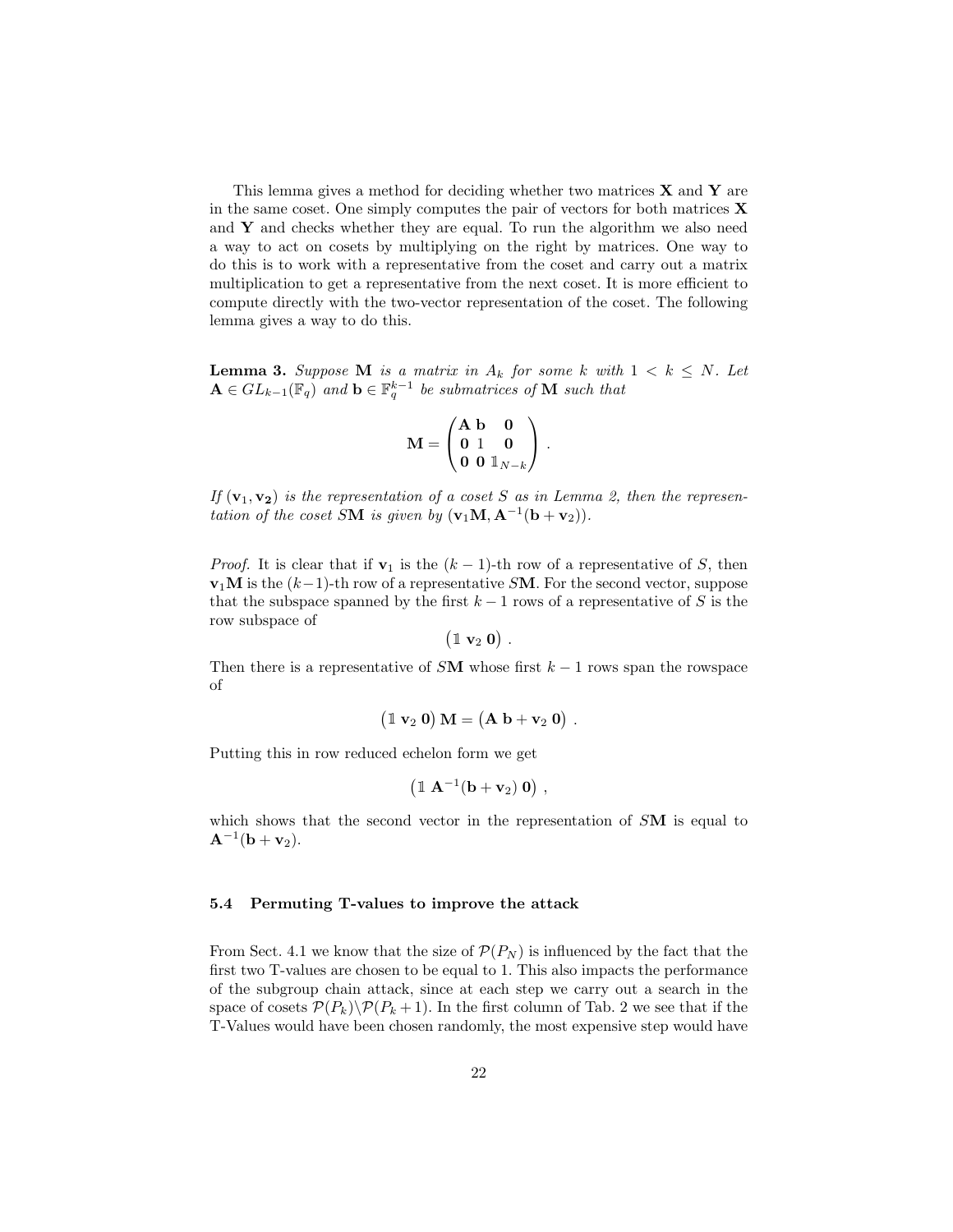This lemma gives a method for deciding whether two matrices $\mathbf{X}$ and $\mathbf{Y}$ are in the same coset. One simply computes the pair of vectors for both matrices $\mathbf{X}$ and $\mathbf{Y}$ and checks whether they are equal. To run the algorithm we also need a way to act on cosets by multiplying on the right by matrices. One way to do this is to work with a representative from the coset and carry out a matrix multiplication to get a representative from the next coset. It is more efficient to compute directly with the two-vector representation of the coset. The following lemma gives a way to do this.

**Lemma 3.** *Suppose* $\mathbf{M}$ *is a matrix in* $A_k$ *for some* $k$ *with* $1 < k \leq N$*. Let* $\mathbf{A} \in GL_{k-1}(\mathbb{F}_q)$ *and* $\mathbf{b} \in \mathbb{F}_q^{k-1}$ *be submatrices of* $\mathbf{M}$ *such that*

$$\mathbf{M} = \begin{pmatrix} \mathbf{A} & \mathbf{b} & \mathbf{0} \\ \mathbf{0} & 1 & \mathbf{0} \\ \mathbf{0} & \mathbf{0} & \mathbb{1}_{N-k} \end{pmatrix} .$$

*If* $(\mathbf{v}_1, \mathbf{v_2})$ *is the representation of a coset* $S$ *as in Lemma 2, then the representation of the coset* $S\mathbf{M}$ *is given by* $(\mathbf{v}_1\mathbf{M}, \mathbf{A}^{-1}(\mathbf{b} + \mathbf{v}_2))$*.*

*Proof.* It is clear that if $\mathbf{v}_1$ is the $(k-1)$-th row of a representative of $S$, then $\mathbf{v}_1\mathbf{M}$ is the $(k-1)$-th row of a representative $S\mathbf{M}$. For the second vector, suppose that the subspace spanned by the first $k-1$ rows of a representative of $S$ is the row subspace of

$$\begin{pmatrix} \mathbb{1} & \mathbf{v}_2 & \mathbf{0} \end{pmatrix} .$$

Then there is a representative of $S\mathbf{M}$ whose first $k-1$ rows span the rowspace of

$$\begin{pmatrix} \mathbb{1} & \mathbf{v}_2 & \mathbf{0} \end{pmatrix} \mathbf{M} = \begin{pmatrix} \mathbf{A} & \mathbf{b} + \mathbf{v}_2 & \mathbf{0} \end{pmatrix} .$$

Putting this in row reduced echelon form we get

$$\begin{pmatrix} \mathbb{1} & \mathbf{A}^{-1}(\mathbf{b} + \mathbf{v}_2) & \mathbf{0} \end{pmatrix} ,$$

which shows that the second vector in the representation of $S\mathbf{M}$ is equal to $\mathbf{A}^{-1}(\mathbf{b} + \mathbf{v}_2)$.

### 5.4 Permuting T-values to improve the attack

From Sect. 4.1 we know that the size of $\mathcal{P}(P_N)$ is influenced by the fact that the first two T-values are chosen to be equal to 1. This also impacts the performance of the subgroup chain attack, since at each step we carry out a search in the space of cosets $\mathcal{P}(P_k)\backslash\mathcal{P}(P_k + 1)$. In the first column of Tab. 2 we see that if the T-Values would have been chosen randomly, the most expensive step would have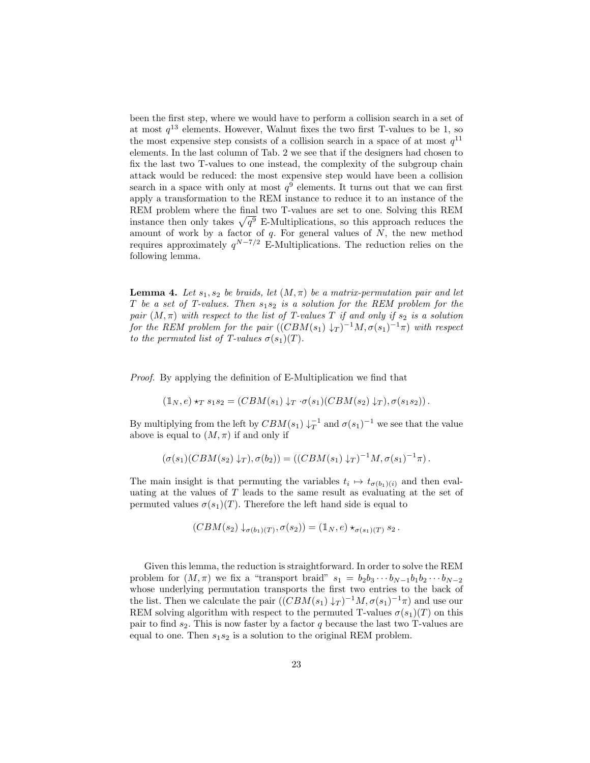been the first step, where we would have to perform a collision search in a set of at most $q^{13}$ elements. However, Walnut fixes the two first T-values to be 1, so the most expensive step consists of a collision search in a space of at most $q^{11}$ elements. In the last column of Tab. 2 we see that if the designers had chosen to fix the last two T-values to one instead, the complexity of the subgroup chain attack would be reduced: the most expensive step would have been a collision search in a space with only at most $q^9$ elements. It turns out that we can first apply a transformation to the REM instance to reduce it to an instance of the REM problem where the final two T-values are set to one. Solving this REM instance then only takes $\sqrt{q^9}$ E-Multiplications, so this approach reduces the amount of work by a factor of $q$. For general values of $N$, the new method requires approximately $q^{N-7/2}$ E-Multiplications. The reduction relies on the following lemma.

**Lemma 4.** *Let $s_1, s_2$ be braids, let $(M, \pi)$ be a matrix-permutation pair and let $T$ be a set of T-values. Then $s_1 s_2$ is a solution for the REM problem for the pair $(M, \pi)$ with respect to the list of T-values $T$ if and only if $s_2$ is a solution for the REM problem for the pair $((CBM(s_1)\downarrow_T)^{-1}M, \sigma(s_1)^{-1}\pi)$ with respect to the permuted list of T-values $\sigma(s_1)(T)$.*

*Proof.* By applying the definition of E-Multiplication we find that

$$(\mathbb{1}_N, e) \star_T s_1 s_2 = (CBM(s_1)\downarrow_T \cdot \sigma(s_1)(CBM(s_2)\downarrow_T), \sigma(s_1 s_2)) .$$

By multiplying from the left by $CBM(s_1)\downarrow_T^{-1}$ and $\sigma(s_1)^{-1}$ we see that the value above is equal to $(M, \pi)$ if and only if

$$(\sigma(s_1)(CBM(s_2)\downarrow_T), \sigma(b_2)) = ((CBM(s_1)\downarrow_T)^{-1}M, \sigma(s_1)^{-1}\pi) .$$

The main insight is that permuting the variables $t_i \mapsto t_{\sigma(b_1)(i)}$ and then evaluating at the values of $T$ leads to the same result as evaluating at the set of permuted values $\sigma(s_1)(T)$. Therefore the left hand side is equal to

$$(CBM(s_2)\downarrow_{\sigma(b_1)(T)}, \sigma(s_2)) = (\mathbb{1}_N, e) \star_{\sigma(s_1)(T)} s_2 .$$

Given this lemma, the reduction is straightforward. In order to solve the REM problem for $(M, \pi)$ we fix a "transport braid" $s_1 = b_2 b_3 \cdots b_{N-1} b_1 b_2 \cdots b_{N-2}$ whose underlying permutation transports the first two entries to the back of the list. Then we calculate the pair $((CBM(s_1)\downarrow_T)^{-1}M, \sigma(s_1)^{-1}\pi)$ and use our REM solving algorithm with respect to the permuted T-values $\sigma(s_1)(T)$ on this pair to find $s_2$. This is now faster by a factor $q$ because the last two T-values are equal to one. Then $s_1 s_2$ is a solution to the original REM problem.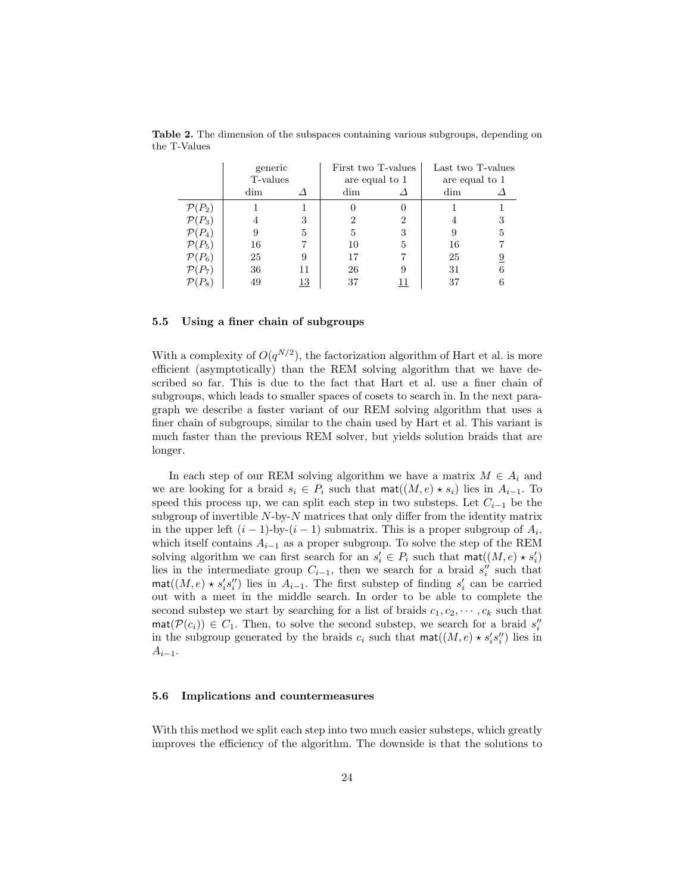**Table 2.** The dimension of the subspaces containing various subgroups, depending on the T-Values

| | generic T-values | | First two T-values are equal to 1 | | Last two T-values are equal to 1 | |
|---|---|---|---|---|---|---|
| | dim | $\Delta$ | dim | $\Delta$ | dim | $\Delta$ |
| $\mathcal{P}(P_2)$ | 1 | 1 | 0 | 0 | 1 | 1 |
| $\mathcal{P}(P_3)$ | 4 | 3 | 2 | 2 | 4 | 3 |
| $\mathcal{P}(P_4)$ | 9 | 5 | 5 | 3 | 9 | 5 |
| $\mathcal{P}(P_5)$ | 16 | 7 | 10 | 5 | 16 | 7 |
| $\mathcal{P}(P_6)$ | 25 | 9 | 17 | 7 | 25 | $\underline{9}$ |
| $\mathcal{P}(P_7)$ | 36 | 11 | 26 | 9 | 31 | 6 |
| $\mathcal{P}(P_8)$ | 49 | $\underline{13}$ | 37 | $\underline{11}$ | 37 | 6 |

### 5.5 Using a finer chain of subgroups

With a complexity of $O(q^{N/2})$, the factorization algorithm of Hart et al. is more efficient (asymptotically) than the REM solving algorithm that we have described so far. This is due to the fact that Hart et al. use a finer chain of subgroups, which leads to smaller spaces of cosets to search in. In the next paragraph we describe a faster variant of our REM solving algorithm that uses a finer chain of subgroups, similar to the chain used by Hart et al. This variant is much faster than the previous REM solver, but yields solution braids that are longer.

In each step of our REM solving algorithm we have a matrix $M \in A_i$ and we are looking for a braid $s_i \in P_i$ such that $\mathsf{mat}((M, e) \star s_i)$ lies in $A_{i-1}$. To speed this process up, we can split each step in two substeps. Let $C_{i-1}$ be the subgroup of invertible $N$-by-$N$ matrices that only differ from the identity matrix in the upper left $(i-1)$-by-$(i-1)$ submatrix. This is a proper subgroup of $A_i$, which itself contains $A_{i-1}$ as a proper subgroup. To solve the step of the REM solving algorithm we can first search for an $s_i' \in P_i$ such that $\mathsf{mat}((M, e) \star s_i')$ lies in the intermediate group $C_{i-1}$, then we search for a braid $s_i''$ such that $\mathsf{mat}((M, e) \star s_i' s_i'')$ lies in $A_{i-1}$. The first substep of finding $s_i'$ can be carried out with a meet in the middle search. In order to be able to complete the second substep we start by searching for a list of braids $c_1, c_2, \cdots, c_k$ such that $\mathsf{mat}(\mathcal{P}(c_i)) \in C_1$. Then, to solve the second substep, we search for a braid $s_i''$ in the subgroup generated by the braids $c_i$ such that $\mathsf{mat}((M, e) \star s_i' s_i'')$ lies in $A_{i-1}$.

### 5.6 Implications and countermeasures

With this method we split each step into two much easier substeps, which greatly improves the efficiency of the algorithm. The downside is that the solutions to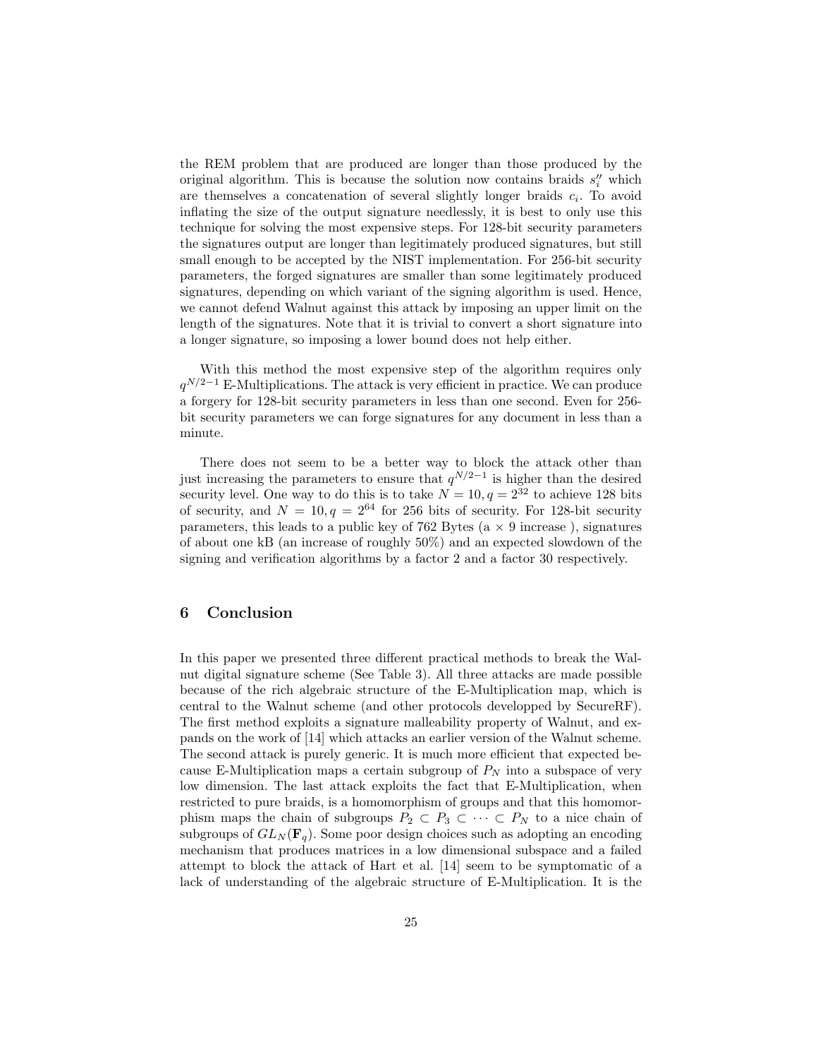the REM problem that are produced are longer than those produced by the original algorithm. This is because the solution now contains braids $s_i''$ which are themselves a concatenation of several slightly longer braids $c_i$. To avoid inflating the size of the output signature needlessly, it is best to only use this technique for solving the most expensive steps. For 128-bit security parameters the signatures output are longer than legitimately produced signatures, but still small enough to be accepted by the NIST implementation. For 256-bit security parameters, the forged signatures are smaller than some legitimately produced signatures, depending on which variant of the signing algorithm is used. Hence, we cannot defend Walnut against this attack by imposing an upper limit on the length of the signatures. Note that it is trivial to convert a short signature into a longer signature, so imposing a lower bound does not help either.

With this method the most expensive step of the algorithm requires only $q^{N/2-1}$ E-Multiplications. The attack is very efficient in practice. We can produce a forgery for 128-bit security parameters in less than one second. Even for 256-bit security parameters we can forge signatures for any document in less than a minute.

There does not seem to be a better way to block the attack other than just increasing the parameters to ensure that $q^{N/2-1}$ is higher than the desired security level. One way to do this is to take $N = 10, q = 2^{32}$ to achieve 128 bits of security, and $N = 10, q = 2^{64}$ for 256 bits of security. For 128-bit security parameters, this leads to a public key of 762 Bytes (a $\times$ 9 increase ), signatures of about one kB (an increase of roughly 50%) and an expected slowdown of the signing and verification algorithms by a factor 2 and a factor 30 respectively.

## 6 Conclusion

In this paper we presented three different practical methods to break the Walnut digital signature scheme (See Table 3). All three attacks are made possible because of the rich algebraic structure of the E-Multiplication map, which is central to the Walnut scheme (and other protocols developped by SecureRF). The first method exploits a signature malleability property of Walnut, and expands on the work of [14] which attacks an earlier version of the Walnut scheme. The second attack is purely generic. It is much more efficient that expected because E-Multiplication maps a certain subgroup of $P_N$ into a subspace of very low dimension. The last attack exploits the fact that E-Multiplication, when restricted to pure braids, is a homomorphism of groups and that this homomorphism maps the chain of subgroups $P_2 \subset P_3 \subset \cdots \subset P_N$ to a nice chain of subgroups of $GL_N(\mathbf{F}_q)$. Some poor design choices such as adopting an encoding mechanism that produces matrices in a low dimensional subspace and a failed attempt to block the attack of Hart et al. [14] seem to be symptomatic of a lack of understanding of the algebraic structure of E-Multiplication. It is the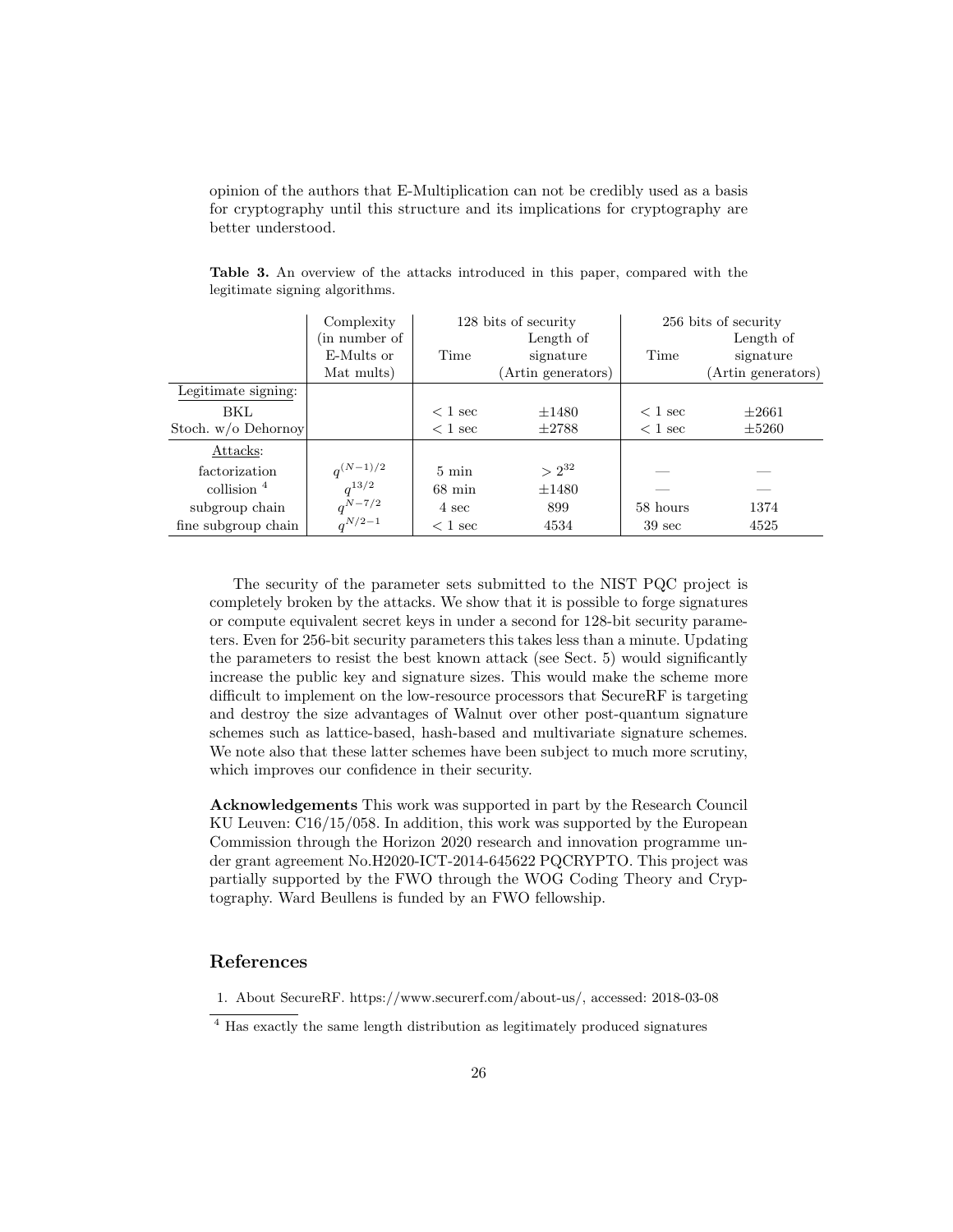opinion of the authors that E-Multiplication can not be credibly used as a basis for cryptography until this structure and its implications for cryptography are better understood.

**Table 3.** An overview of the attacks introduced in this paper, compared with the legitimate signing algorithms.

| | Complexity (in number of E-Mults or Mat mults) | 128 bits of security | | 256 bits of security | |
|---|---|---|---|---|---|
| | | Time | Length of signature (Artin generators) | Time | Length of signature (Artin generators) |
| Legitimate signing: | | | | | |
| BKL | | $< 1$ sec | $\pm 1480$ | $< 1$ sec | $\pm 2661$ |
| Stoch. w/o Dehornoy | | $< 1$ sec | $\pm 2788$ | $< 1$ sec | $\pm 5260$ |
| Attacks: | | | | | |
| factorization | $q^{(N-1)/2}$ | 5 min | $> 2^{32}$ | — | — |
| collision [4] | $q^{13/2}$ | 68 min | $\pm 1480$ | — | — |
| subgroup chain | $q^{N-7/2}$ | 4 sec | 899 | 58 hours | 1374 |
| fine subgroup chain | $q^{N/2-1}$ | $< 1$ sec | 4534 | 39 sec | 4525 |

The security of the parameter sets submitted to the NIST PQC project is completely broken by the attacks. We show that it is possible to forge signatures or compute equivalent secret keys in under a second for 128-bit security parameters. Even for 256-bit security parameters this takes less than a minute. Updating the parameters to resist the best known attack (see Sect. 5) would significantly increase the public key and signature sizes. This would make the scheme more difficult to implement on the low-resource processors that SecureRF is targeting and destroy the size advantages of Walnut over other post-quantum signature schemes such as lattice-based, hash-based and multivariate signature schemes. We note also that these latter schemes have been subject to much more scrutiny, which improves our confidence in their security.

**Acknowledgements** This work was supported in part by the Research Council KU Leuven: C16/15/058. In addition, this work was supported by the European Commission through the Horizon 2020 research and innovation programme under grant agreement No.H2020-ICT-2014-645622 PQCRYPTO. This project was partially supported by the FWO through the WOG Coding Theory and Cryptography. Ward Beullens is funded by an FWO fellowship.

## References

1. About SecureRF. https://www.securerf.com/about-us/, accessed: 2018-03-08

[4] Has exactly the same length distribution as legitimately produced signatures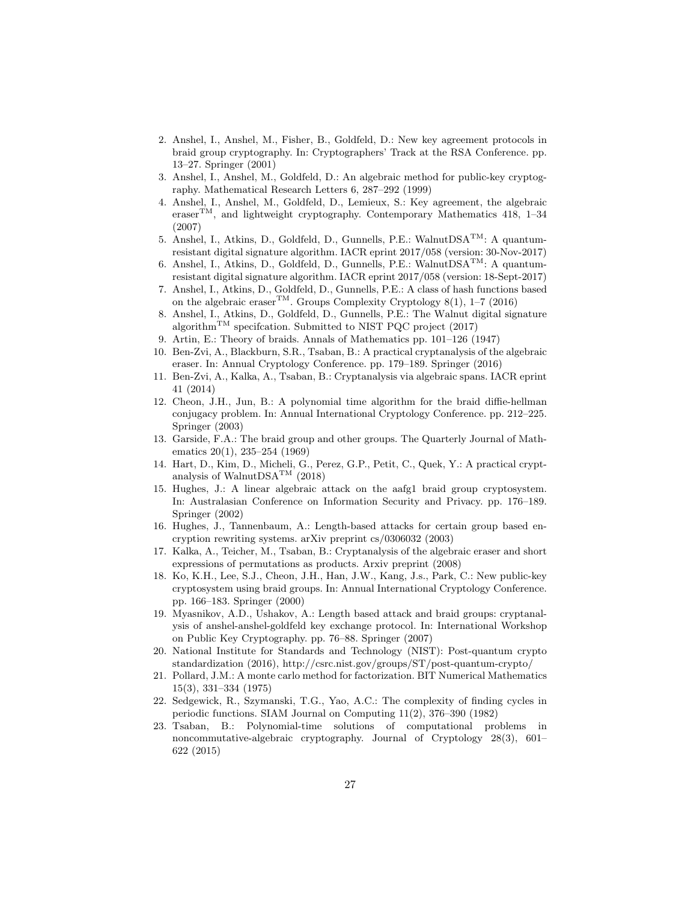2. Anshel, I., Anshel, M., Fisher, B., Goldfeld, D.: New key agreement protocols in braid group cryptography. In: Cryptographers' Track at the RSA Conference. pp. 13–27. Springer (2001)
3. Anshel, I., Anshel, M., Goldfeld, D.: An algebraic method for public-key cryptography. Mathematical Research Letters 6, 287–292 (1999)
4. Anshel, I., Anshel, M., Goldfeld, D., Lemieux, S.: Key agreement, the algebraic eraser$^{\mathrm{TM}}$, and lightweight cryptography. Contemporary Mathematics 418, 1–34 (2007)
5. Anshel, I., Atkins, D., Goldfeld, D., Gunnells, P.E.: WalnutDSA$^{\mathrm{TM}}$: A quantum-resistant digital signature algorithm. IACR eprint 2017/058 (version: 30-Nov-2017)
6. Anshel, I., Atkins, D., Goldfeld, D., Gunnells, P.E.: WalnutDSA$^{\mathrm{TM}}$: A quantum-resistant digital signature algorithm. IACR eprint 2017/058 (version: 18-Sept-2017)
7. Anshel, I., Atkins, D., Goldfeld, D., Gunnells, P.E.: A class of hash functions based on the algebraic eraser$^{\mathrm{TM}}$. Groups Complexity Cryptology 8(1), 1–7 (2016)
8. Anshel, I., Atkins, D., Goldfeld, D., Gunnells, P.E.: The Walnut digital signature algorithm$^{\mathrm{TM}}$ specifcation. Submitted to NIST PQC project (2017)
9. Artin, E.: Theory of braids. Annals of Mathematics pp. 101–126 (1947)
10. Ben-Zvi, A., Blackburn, S.R., Tsaban, B.: A practical cryptanalysis of the algebraic eraser. In: Annual Cryptology Conference. pp. 179–189. Springer (2016)
11. Ben-Zvi, A., Kalka, A., Tsaban, B.: Cryptanalysis via algebraic spans. IACR eprint 41 (2014)
12. Cheon, J.H., Jun, B.: A polynomial time algorithm for the braid diffie-hellman conjugacy problem. In: Annual International Cryptology Conference. pp. 212–225. Springer (2003)
13. Garside, F.A.: The braid group and other groups. The Quarterly Journal of Mathematics 20(1), 235–254 (1969)
14. Hart, D., Kim, D., Micheli, G., Perez, G.P., Petit, C., Quek, Y.: A practical cryptanalysis of WalnutDSA$^{\mathrm{TM}}$ (2018)
15. Hughes, J.: A linear algebraic attack on the aafg1 braid group cryptosystem. In: Australasian Conference on Information Security and Privacy. pp. 176–189. Springer (2002)
16. Hughes, J., Tannenbaum, A.: Length-based attacks for certain group based encryption rewriting systems. arXiv preprint cs/0306032 (2003)
17. Kalka, A., Teicher, M., Tsaban, B.: Cryptanalysis of the algebraic eraser and short expressions of permutations as products. Arxiv preprint (2008)
18. Ko, K.H., Lee, S.J., Cheon, J.H., Han, J.W., Kang, J.s., Park, C.: New public-key cryptosystem using braid groups. In: Annual International Cryptology Conference. pp. 166–183. Springer (2000)
19. Myasnikov, A.D., Ushakov, A.: Length based attack and braid groups: cryptanalysis of anshel-anshel-goldfeld key exchange protocol. In: International Workshop on Public Key Cryptography. pp. 76–88. Springer (2007)
20. National Institute for Standards and Technology (NIST): Post-quantum crypto standardization (2016), http://csrc.nist.gov/groups/ST/post-quantum-crypto/
21. Pollard, J.M.: A monte carlo method for factorization. BIT Numerical Mathematics 15(3), 331–334 (1975)
22. Sedgewick, R., Szymanski, T.G., Yao, A.C.: The complexity of finding cycles in periodic functions. SIAM Journal on Computing 11(2), 376–390 (1982)
23. Tsaban, B.: Polynomial-time solutions of computational problems in noncommutative-algebraic cryptography. Journal of Cryptology 28(3), 601–622 (2015)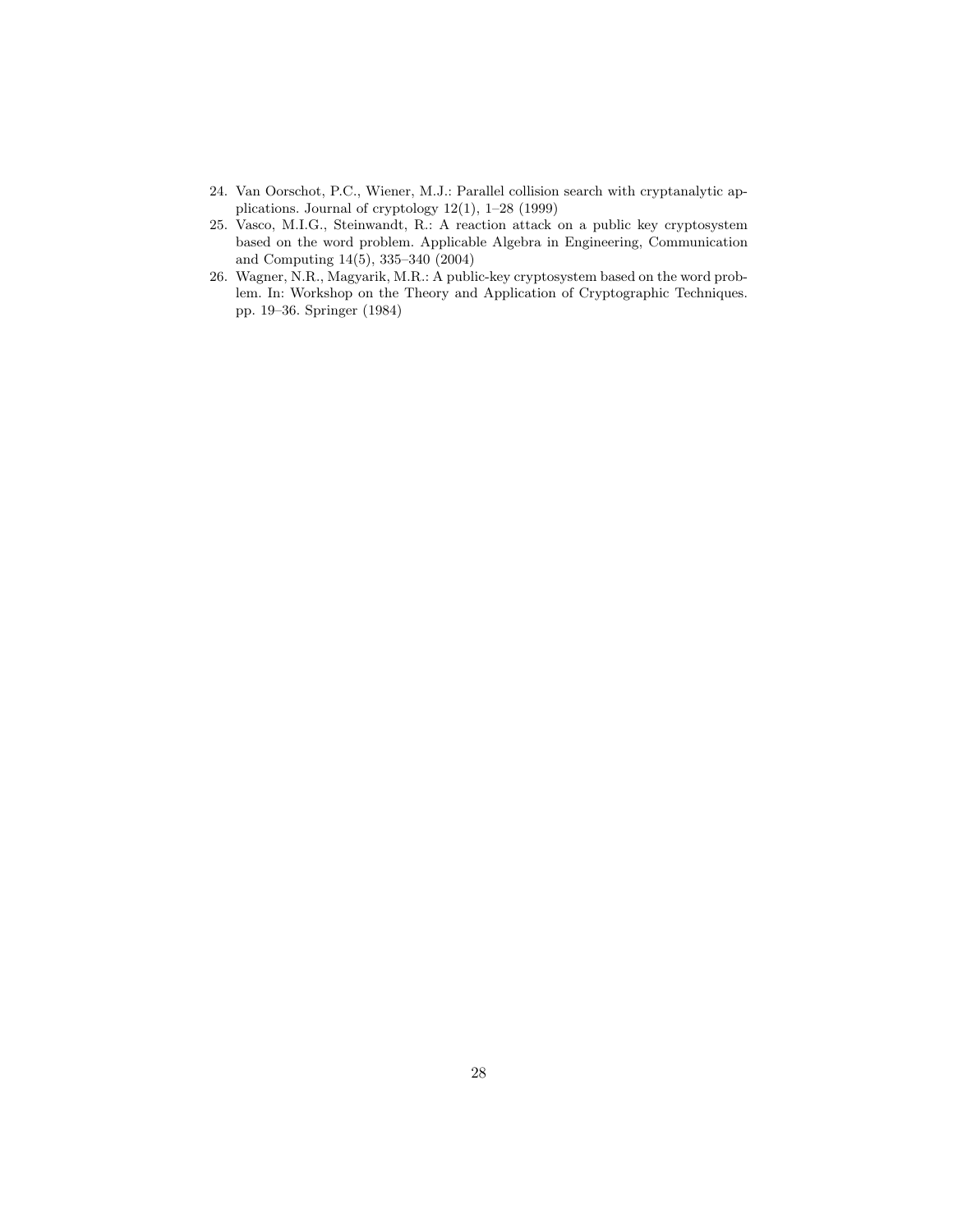24. Van Oorschot, P.C., Wiener, M.J.: Parallel collision search with cryptanalytic applications. Journal of cryptology 12(1), 1–28 (1999)
25. Vasco, M.I.G., Steinwandt, R.: A reaction attack on a public key cryptosystem based on the word problem. Applicable Algebra in Engineering, Communication and Computing 14(5), 335–340 (2004)
26. Wagner, N.R., Magyarik, M.R.: A public-key cryptosystem based on the word problem. In: Workshop on the Theory and Application of Cryptographic Techniques. pp. 19–36. Springer (1984)